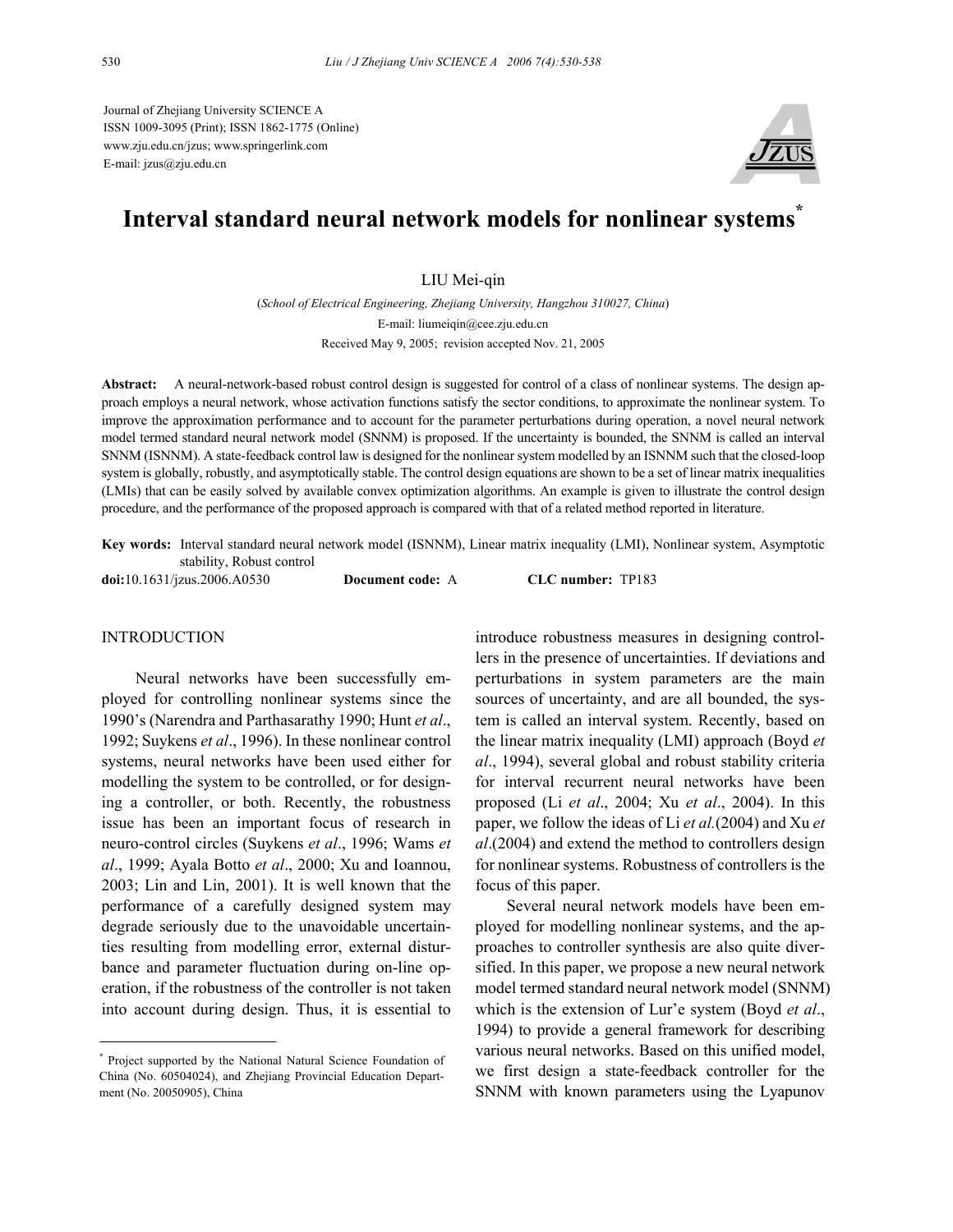Journal of Zhejiang University SCIENCE A
ISSN 1009-3095 (Print); ISSN 1862-1775 (Online)
www.zju.edu.cn/jzus; www.springerlink.com
E-mail: jzus@zju.edu.cn

# Interval standard neural network models for nonlinear systems*

LIU Mei-qin

(*School of Electrical Engineering, Zhejiang University, Hangzhou 310027, China*)

E-mail: liumeiqin@cee.zju.edu.cn

Received May 9, 2005; revision accepted Nov. 21, 2005

**Abstract:** A neural-network-based robust control design is suggested for control of a class of nonlinear systems. The design approach employs a neural network, whose activation functions satisfy the sector conditions, to approximate the nonlinear system. To improve the approximation performance and to account for the parameter perturbations during operation, a novel neural network model termed standard neural network model (SNNM) is proposed. If the uncertainty is bounded, the SNNM is called an interval SNNM (ISNNM). A state-feedback control law is designed for the nonlinear system modelled by an ISNNM such that the closed-loop system is globally, robustly, and asymptotically stable. The control design equations are shown to be a set of linear matrix inequalities (LMIs) that can be easily solved by available convex optimization algorithms. An example is given to illustrate the control design procedure, and the performance of the proposed approach is compared with that of a related method reported in literature.

**Key words:** Interval standard neural network model (ISNNM), Linear matrix inequality (LMI), Nonlinear system, Asymptotic stability, Robust control

**doi:**10.1631/jzus.2006.A0530 **Document code:** A **CLC number:** TP183

## INTRODUCTION

Neural networks have been successfully employed for controlling nonlinear systems since the 1990's (Narendra and Parthasarathy 1990; Hunt *et al*., 1992; Suykens *et al*., 1996). In these nonlinear control systems, neural networks have been used either for modelling the system to be controlled, or for designing a controller, or both. Recently, the robustness issue has been an important focus of research in neuro-control circles (Suykens *et al*., 1996; Wams *et al*., 1999; Ayala Botto *et al*., 2000; Xu and Ioannou, 2003; Lin and Lin, 2001). It is well known that the performance of a carefully designed system may degrade seriously due to the unavoidable uncertainties resulting from modelling error, external disturbance and parameter fluctuation during on-line operation, if the robustness of the controller is not taken into account during design. Thus, it is essential to introduce robustness measures in designing controllers in the presence of uncertainties. If deviations and perturbations in system parameters are the main sources of uncertainty, and are all bounded, the system is called an interval system. Recently, based on the linear matrix inequality (LMI) approach (Boyd *et al*., 1994), several global and robust stability criteria for interval recurrent neural networks have been proposed (Li *et al*., 2004; Xu *et al*., 2004). In this paper, we follow the ideas of Li *et al.*(2004) and Xu *et al*.(2004) and extend the method to controllers design for nonlinear systems. Robustness of controllers is the focus of this paper.

Several neural network models have been employed for modelling nonlinear systems, and the approaches to controller synthesis are also quite diversified. In this paper, we propose a new neural network model termed standard neural network model (SNNM) which is the extension of Lur'e system (Boyd *et al*., 1994) to provide a general framework for describing various neural networks. Based on this unified model, we first design a state-feedback controller for the SNNM with known parameters using the Lyapunov

---

* Project supported by the National Natural Science Foundation of China (No. 60504024), and Zhejiang Provincial Education Department (No. 20050905), China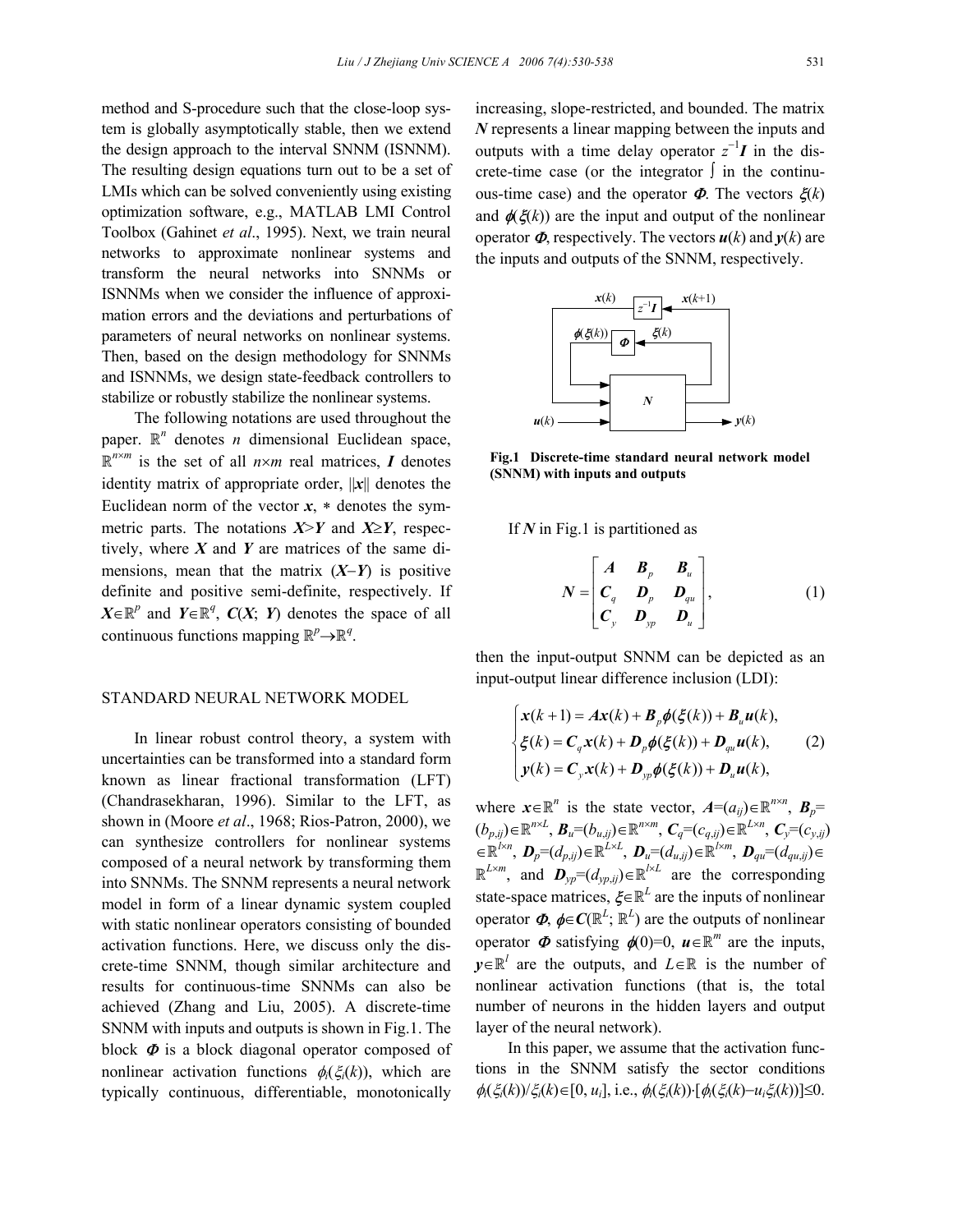method and S-procedure such that the close-loop system is globally asymptotically stable, then we extend the design approach to the interval SNNM (ISNNM). The resulting design equations turn out to be a set of LMIs which can be solved conveniently using existing optimization software, e.g., MATLAB LMI Control Toolbox (Gahinet *et al*., 1995). Next, we train neural networks to approximate nonlinear systems and transform the neural networks into SNNMs or ISNNMs when we consider the influence of approximation errors and the deviations and perturbations of parameters of neural networks on nonlinear systems. Then, based on the design methodology for SNNMs and ISNNMs, we design state-feedback controllers to stabilize or robustly stabilize the nonlinear systems.

The following notations are used throughout the paper. $\mathbb{R}^n$ denotes $n$ dimensional Euclidean space, $\mathbb{R}^{n\times m}$ is the set of all $n\times m$ real matrices, $\boldsymbol{I}$ denotes identity matrix of appropriate order, $\|\boldsymbol{x}\|$ denotes the Euclidean norm of the vector $\boldsymbol{x}$, $*$ denotes the symmetric parts. The notations $\boldsymbol{X}>\boldsymbol{Y}$ and $\boldsymbol{X}\geq\boldsymbol{Y}$, respectively, where $\boldsymbol{X}$ and $\boldsymbol{Y}$ are matrices of the same dimensions, mean that the matrix $(\boldsymbol{X}-\boldsymbol{Y})$ is positive definite and positive semi-definite, respectively. If $\boldsymbol{X}\in\mathbb{R}^p$ and $\boldsymbol{Y}\in\mathbb{R}^q$, $\boldsymbol{C}(\boldsymbol{X};\boldsymbol{Y})$ denotes the space of all continuous functions mapping $\mathbb{R}^p\rightarrow\mathbb{R}^q$.

## STANDARD NEURAL NETWORK MODEL

In linear robust control theory, a system with uncertainties can be transformed into a standard form known as linear fractional transformation (LFT) (Chandrasekharan, 1996). Similar to the LFT, as shown in (Moore *et al*., 1968; Rios-Patron, 2000), we can synthesize controllers for nonlinear systems composed of a neural network by transforming them into SNNMs. The SNNM represents a neural network model in form of a linear dynamic system coupled with static nonlinear operators consisting of bounded activation functions. Here, we discuss only the discrete-time SNNM, though similar architecture and results for continuous-time SNNMs can also be achieved (Zhang and Liu, 2005). A discrete-time SNNM with inputs and outputs is shown in Fig.1. The block $\boldsymbol{\Phi}$ is a block diagonal operator composed of nonlinear activation functions $\phi_i(\xi_i(k))$, which are typically continuous, differentiable, monotonically increasing, slope-restricted, and bounded. The matrix $\boldsymbol{N}$ represents a linear mapping between the inputs and outputs with a time delay operator $z^{-1}\boldsymbol{I}$ in the discrete-time case (or the integrator $\int$ in the continuous-time case) and the operator $\boldsymbol{\Phi}$. The vectors $\boldsymbol{\xi}(k)$ and $\boldsymbol{\phi}(\boldsymbol{\xi}(k))$ are the input and output of the nonlinear operator $\boldsymbol{\Phi}$, respectively. The vectors $\boldsymbol{u}(k)$ and $\boldsymbol{y}(k)$ are the inputs and outputs of the SNNM, respectively.

$\boldsymbol{x}(k)$
$z^{-1}\boldsymbol{I}$
$\boldsymbol{x}(k+1)$
$\boldsymbol{\phi}(\boldsymbol{\xi}(k))$
$\boldsymbol{\Phi}$
$\boldsymbol{\xi}(k)$
$\boldsymbol{N}$
$\boldsymbol{u}(k)$
$\boldsymbol{y}(k)$

**Fig.1 Discrete-time standard neural network model (SNNM) with inputs and outputs**

If $\boldsymbol{N}$ in Fig.1 is partitioned as

$$\boldsymbol{N}=\begin{bmatrix}\boldsymbol{A} & \boldsymbol{B}_p & \boldsymbol{B}_u\\ \boldsymbol{C}_q & \boldsymbol{D}_p & \boldsymbol{D}_{qu}\\ \boldsymbol{C}_y & \boldsymbol{D}_{yp} & \boldsymbol{D}_u\end{bmatrix},\tag{1}$$

then the input-output SNNM can be depicted as an input-output linear difference inclusion (LDI):

$$\begin{cases}\boldsymbol{x}(k+1)=\boldsymbol{A}\boldsymbol{x}(k)+\boldsymbol{B}_p\boldsymbol{\phi}(\boldsymbol{\xi}(k))+\boldsymbol{B}_u\boldsymbol{u}(k),\\ \boldsymbol{\xi}(k)=\boldsymbol{C}_q\boldsymbol{x}(k)+\boldsymbol{D}_p\boldsymbol{\phi}(\boldsymbol{\xi}(k))+\boldsymbol{D}_{qu}\boldsymbol{u}(k),\\ \boldsymbol{y}(k)=\boldsymbol{C}_y\boldsymbol{x}(k)+\boldsymbol{D}_{yp}\boldsymbol{\phi}(\boldsymbol{\xi}(k))+\boldsymbol{D}_u\boldsymbol{u}(k),\end{cases}\tag{2}$$

where $\boldsymbol{x}\in\mathbb{R}^n$ is the state vector, $\boldsymbol{A}=(a_{ij})\in\mathbb{R}^{n\times n}$, $\boldsymbol{B}_p=(b_{p,ij})\in\mathbb{R}^{n\times L}$, $\boldsymbol{B}_u=(b_{u,ij})\in\mathbb{R}^{n\times m}$, $\boldsymbol{C}_q=(c_{q,ij})\in\mathbb{R}^{L\times n}$, $\boldsymbol{C}_y=(c_{y,ij})\in\mathbb{R}^{l\times n}$, $\boldsymbol{D}_p=(d_{p,ij})\in\mathbb{R}^{L\times L}$, $\boldsymbol{D}_u=(d_{u,ij})\in\mathbb{R}^{l\times m}$, $\boldsymbol{D}_{qu}=(d_{qu,ij})\in\mathbb{R}^{L\times m}$, and $\boldsymbol{D}_{yp}=(d_{yp,ij})\in\mathbb{R}^{l\times L}$ are the corresponding state-space matrices, $\boldsymbol{\xi}\in\mathbb{R}^L$ are the inputs of nonlinear operator $\boldsymbol{\Phi}$, $\boldsymbol{\phi}\in\boldsymbol{C}(\mathbb{R}^L;\mathbb{R}^L)$ are the outputs of nonlinear operator $\boldsymbol{\Phi}$ satisfying $\boldsymbol{\phi}(0)=0$, $\boldsymbol{u}\in\mathbb{R}^m$ are the inputs, $\boldsymbol{y}\in\mathbb{R}^l$ are the outputs, and $L\in\mathbb{R}$ is the number of nonlinear activation functions (that is, the total number of neurons in the hidden layers and output layer of the neural network).

In this paper, we assume that the activation functions in the SNNM satisfy the sector conditions $\phi_i(\xi_i(k))/\xi_i(k)\in[0,u_i]$, i.e., $\phi_i(\xi_i(k))\cdot[\phi_i(\xi_i(k)-u_i\xi_i(k))]\leq0$.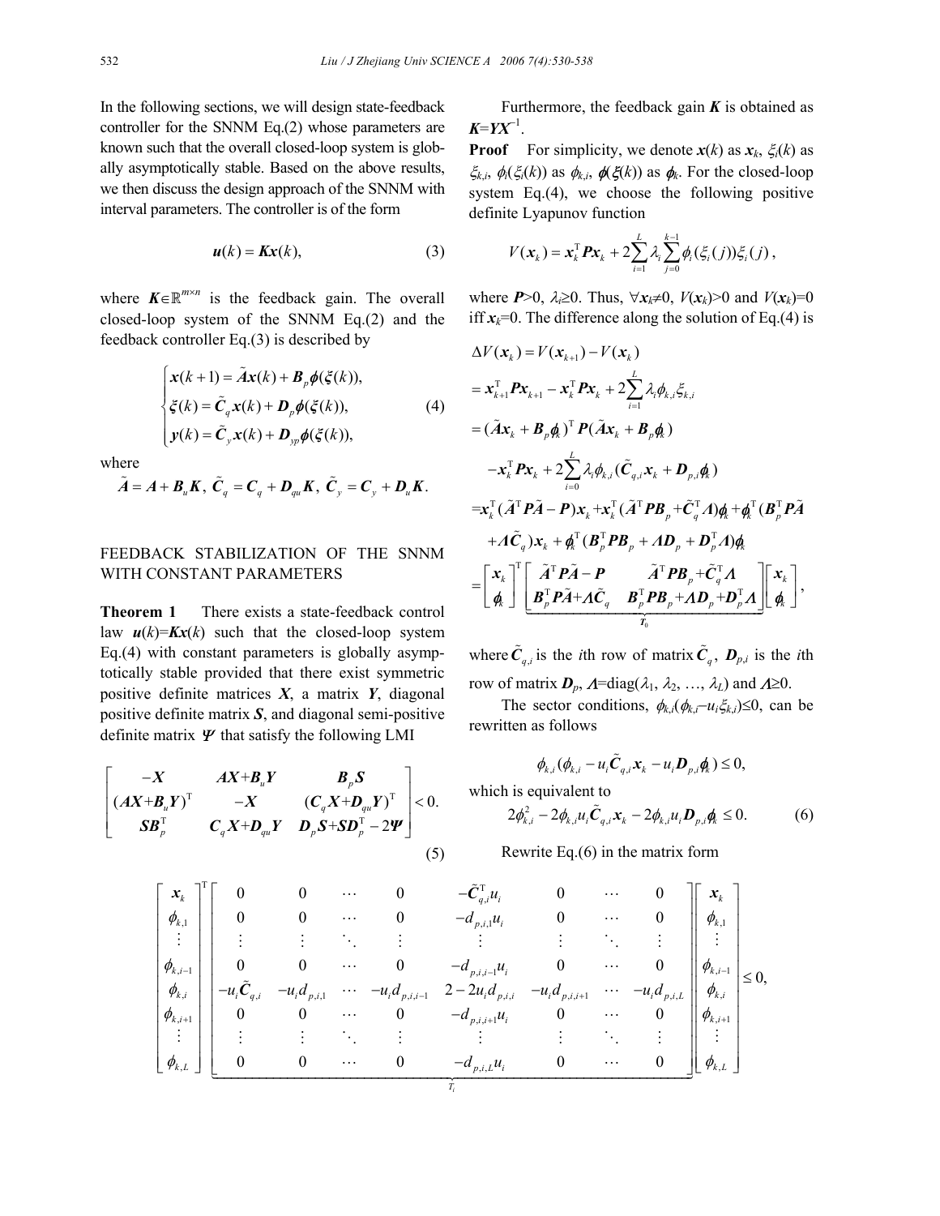In the following sections, we will design state-feedback controller for the SNNM Eq.(2) whose parameters are known such that the overall closed-loop system is globally asymptotically stable. Based on the above results, we then discuss the design approach of the SNNM with interval parameters. The controller is of the form

$$\boldsymbol{u}(k) = \boldsymbol{K}\boldsymbol{x}(k), \tag{3}$$

where $\boldsymbol{K}\in\mathbb{R}^{m\times n}$ is the feedback gain. The overall closed-loop system of the SNNM Eq.(2) and the feedback controller Eq.(3) is described by

$$\begin{cases} \boldsymbol{x}(k+1) = \tilde{\boldsymbol{A}}\boldsymbol{x}(k) + \boldsymbol{B}_p\boldsymbol{\phi}(\boldsymbol{\xi}(k)), \\ \boldsymbol{\xi}(k) = \tilde{\boldsymbol{C}}_q\boldsymbol{x}(k) + \boldsymbol{D}_p\boldsymbol{\phi}(\boldsymbol{\xi}(k)), \\ \boldsymbol{y}(k) = \tilde{\boldsymbol{C}}_y\boldsymbol{x}(k) + \boldsymbol{D}_{yp}\boldsymbol{\phi}(\boldsymbol{\xi}(k)), \end{cases} \tag{4}$$

where

$$\tilde{\boldsymbol{A}} = \boldsymbol{A} + \boldsymbol{B}_u\boldsymbol{K},\ \tilde{\boldsymbol{C}}_q = \boldsymbol{C}_q + \boldsymbol{D}_{qu}\boldsymbol{K},\ \tilde{\boldsymbol{C}}_y = \boldsymbol{C}_y + \boldsymbol{D}_u\boldsymbol{K}.$$

## FEEDBACK STABILIZATION OF THE SNNM WITH CONSTANT PARAMETERS

**Theorem 1** There exists a state-feedback control law $\boldsymbol{u}(k)=\boldsymbol{K}\boldsymbol{x}(k)$ such that the closed-loop system Eq.(4) with constant parameters is globally asymptotically stable provided that there exist symmetric positive definite matrices $\boldsymbol{X}$, a matrix $\boldsymbol{Y}$, diagonal positive definite matrix $\boldsymbol{S}$, and diagonal semi-positive definite matrix $\boldsymbol{\Psi}$ that satisfy the following LMI

$$\begin{bmatrix} -\boldsymbol{X} & \boldsymbol{A}\boldsymbol{X}+\boldsymbol{B}_u\boldsymbol{Y} & \boldsymbol{B}_p\boldsymbol{S} \\ (\boldsymbol{A}\boldsymbol{X}+\boldsymbol{B}_u\boldsymbol{Y})^{\mathrm{T}} & -\boldsymbol{X} & (\boldsymbol{C}_q\boldsymbol{X}+\boldsymbol{D}_{qu}\boldsymbol{Y})^{\mathrm{T}} \\ \boldsymbol{S}\boldsymbol{B}_p^{\mathrm{T}} & \boldsymbol{C}_q\boldsymbol{X}+\boldsymbol{D}_{qu}\boldsymbol{Y} & \boldsymbol{D}_p\boldsymbol{S}+\boldsymbol{S}\boldsymbol{D}_p^{\mathrm{T}}-2\boldsymbol{\Psi} \end{bmatrix} < 0. \tag{5}$$

Furthermore, the feedback gain $\boldsymbol{K}$ is obtained as $\boldsymbol{K}=\boldsymbol{Y}\boldsymbol{X}^{-1}$.

**Proof** For simplicity, we denote $\boldsymbol{x}(k)$ as $\boldsymbol{x}_k$, $\xi_i(k)$ as $\xi_{k,i}$, $\phi_i(\xi_i(k))$ as $\phi_{k,i}$, $\boldsymbol{\phi}(\boldsymbol{\xi}(k))$ as $\boldsymbol{\phi}_k$. For the closed-loop system Eq.(4), we choose the following positive definite Lyapunov function

$$V(\boldsymbol{x}_k) = \boldsymbol{x}_k^{\mathrm{T}}\boldsymbol{P}\boldsymbol{x}_k + 2\sum_{i=1}^{L}\lambda_i\sum_{j=0}^{k-1}\phi_i(\xi_i(j))\xi_i(j),$$

where $\boldsymbol{P}>0$, $\lambda_i\geq 0$. Thus, $\forall \boldsymbol{x}_k\neq 0$, $V(\boldsymbol{x}_k)>0$ and $V(\boldsymbol{x}_k)=0$ iff $\boldsymbol{x}_k=0$. The difference along the solution of Eq.(4) is

$$\begin{aligned}
\Delta V(\boldsymbol{x}_k) &= V(\boldsymbol{x}_{k+1}) - V(\boldsymbol{x}_k) \\
&= \boldsymbol{x}_{k+1}^{\mathrm{T}}\boldsymbol{P}\boldsymbol{x}_{k+1} - \boldsymbol{x}_k^{\mathrm{T}}\boldsymbol{P}\boldsymbol{x}_k + 2\sum_{i=1}^{L}\lambda_i\phi_{k,i}\xi_{k,i} \\
&= (\tilde{\boldsymbol{A}}\boldsymbol{x}_k + \boldsymbol{B}_p\boldsymbol{\phi}_k)^{\mathrm{T}}\boldsymbol{P}(\tilde{\boldsymbol{A}}\boldsymbol{x}_k + \boldsymbol{B}_p\boldsymbol{\phi}_k) \\
&\quad - \boldsymbol{x}_k^{\mathrm{T}}\boldsymbol{P}\boldsymbol{x}_k + 2\sum_{i=0}^{L}\lambda_i\phi_{k,i}(\tilde{\boldsymbol{C}}_{q,i}\boldsymbol{x}_k + \boldsymbol{D}_{p,i}\boldsymbol{\phi}_k) \\
&= \boldsymbol{x}_k^{\mathrm{T}}(\tilde{\boldsymbol{A}}^{\mathrm{T}}\boldsymbol{P}\tilde{\boldsymbol{A}} - \boldsymbol{P})\boldsymbol{x}_k + \boldsymbol{x}_k^{\mathrm{T}}(\tilde{\boldsymbol{A}}^{\mathrm{T}}\boldsymbol{P}\boldsymbol{B}_p + \tilde{\boldsymbol{C}}_q^{\mathrm{T}}\boldsymbol{\Lambda})\boldsymbol{\phi}_k + \boldsymbol{\phi}_k^{\mathrm{T}}(\boldsymbol{B}_p^{\mathrm{T}}\boldsymbol{P}\tilde{\boldsymbol{A}} \\
&\quad + \boldsymbol{\Lambda}\tilde{\boldsymbol{C}}_q)\boldsymbol{x}_k + \boldsymbol{\phi}_k^{\mathrm{T}}(\boldsymbol{B}_p^{\mathrm{T}}\boldsymbol{P}\boldsymbol{B}_p + \boldsymbol{\Lambda}\boldsymbol{D}_p + \boldsymbol{D}_p^{\mathrm{T}}\boldsymbol{\Lambda})\boldsymbol{\phi}_k \\
&= \begin{bmatrix} \boldsymbol{x}_k \\ \boldsymbol{\phi}_k \end{bmatrix}^{\mathrm{T}} \underbrace{\begin{bmatrix} \tilde{\boldsymbol{A}}^{\mathrm{T}}\boldsymbol{P}\tilde{\boldsymbol{A}} - \boldsymbol{P} & \tilde{\boldsymbol{A}}^{\mathrm{T}}\boldsymbol{P}\boldsymbol{B}_p + \tilde{\boldsymbol{C}}_q^{\mathrm{T}}\boldsymbol{\Lambda} \\ \boldsymbol{B}_p^{\mathrm{T}}\boldsymbol{P}\tilde{\boldsymbol{A}} + \boldsymbol{\Lambda}\tilde{\boldsymbol{C}}_q & \boldsymbol{B}_p^{\mathrm{T}}\boldsymbol{P}\boldsymbol{B}_p + \boldsymbol{\Lambda}\boldsymbol{D}_p + \boldsymbol{D}_p^{\mathrm{T}}\boldsymbol{\Lambda} \end{bmatrix}}_{\boldsymbol{T}_0} \begin{bmatrix} \boldsymbol{x}_k \\ \boldsymbol{\phi}_k \end{bmatrix},
\end{aligned}$$

where $\tilde{\boldsymbol{C}}_{q,i}$ is the $i$th row of matrix $\tilde{\boldsymbol{C}}_q$, $\boldsymbol{D}_{p,i}$ is the $i$th row of matrix $\boldsymbol{D}_p$, $\boldsymbol{\Lambda}=\mathrm{diag}(\lambda_1, \lambda_2, \ldots, \lambda_L)$ and $\boldsymbol{\Lambda}\geq 0$.

The sector conditions, $\phi_{k,i}(\phi_{k,i}-u_i\xi_{k,i})\leq 0$, can be rewritten as follows

$$\phi_{k,i}(\phi_{k,i} - u_i\tilde{\boldsymbol{C}}_{q,i}\boldsymbol{x}_k - u_i\boldsymbol{D}_{p,i}\boldsymbol{\phi}_k) \leq 0,$$

which is equivalent to

$$2\phi_{k,i}^2 - 2\phi_{k,i}u_i\tilde{\boldsymbol{C}}_{q,i}\boldsymbol{x}_k - 2\phi_{k,i}u_i\boldsymbol{D}_{p,i}\boldsymbol{\phi}_k \leq 0. \tag{6}$$

Rewrite Eq.(6) in the matrix form

$$\begin{bmatrix} \boldsymbol{x}_k \\ \phi_{k,1} \\ \vdots \\ \phi_{k,i-1} \\ \phi_{k,i} \\ \phi_{k,i+1} \\ \vdots \\ \phi_{k,L} \end{bmatrix}^{\mathrm{T}} \underbrace{\begin{bmatrix} 0 & 0 & \cdots & 0 & -\tilde{\boldsymbol{C}}_{q,i}^{\mathrm{T}}u_i & 0 & \cdots & 0 \\ 0 & 0 & \cdots & 0 & -d_{p,i,1}u_i & 0 & \cdots & 0 \\ \vdots & \vdots & \ddots & \vdots & \vdots & \vdots & \ddots & \vdots \\ 0 & 0 & \cdots & 0 & -d_{p,i,i-1}u_i & 0 & \cdots & 0 \\ -u_i\tilde{\boldsymbol{C}}_{q,i} & -u_id_{p,i,1} & \cdots & -u_id_{p,i,i-1} & 2-2u_id_{p,i,i} & -u_id_{p,i,i+1} & \cdots & -u_id_{p,i,L} \\ 0 & 0 & \cdots & 0 & -d_{p,i,i+1}u_i & 0 & \cdots & 0 \\ \vdots & \vdots & \ddots & \vdots & \vdots & \vdots & \ddots & \vdots \\ 0 & 0 & \cdots & 0 & -d_{p,i,L}u_i & 0 & \cdots & 0 \end{bmatrix}}_{\boldsymbol{T}_i} \begin{bmatrix} \boldsymbol{x}_k \\ \phi_{k,1} \\ \vdots \\ \phi_{k,i-1} \\ \phi_{k,i} \\ \phi_{k,i+1} \\ \vdots \\ \phi_{k,L} \end{bmatrix} \leq 0,$$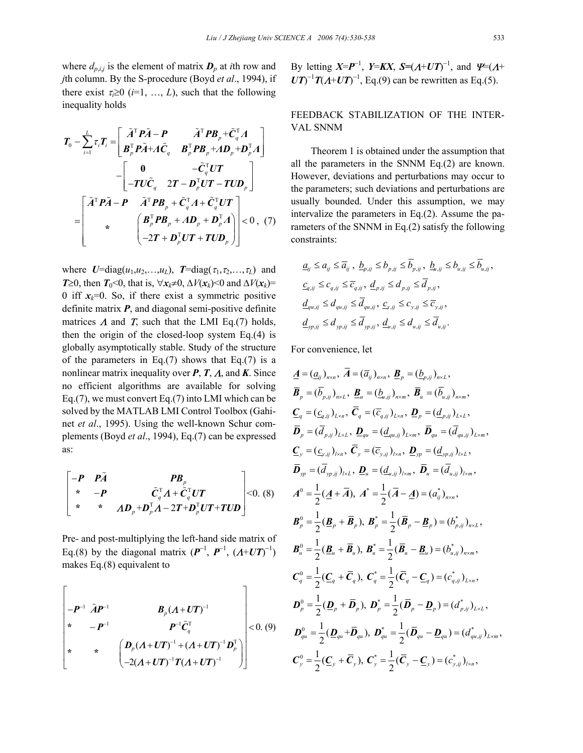where $d_{p,i,j}$ is the element of matrix $\boldsymbol{D}_p$ at $i$th row and $j$th column. By the S-procedure (Boyd *et al*., 1994), if there exist $\tau_i \geq 0$ ($i$=1, …, $L$), such that the following inequality holds

$$
\begin{aligned}
\boldsymbol{T}_0 - \sum_{i=1}^{L}\tau_i \boldsymbol{T}_i &= \begin{bmatrix} \tilde{\boldsymbol{A}}^{\mathrm{T}}\boldsymbol{P}\tilde{\boldsymbol{A}} - \boldsymbol{P} & \tilde{\boldsymbol{A}}^{\mathrm{T}}\boldsymbol{P}\boldsymbol{B}_p + \tilde{\boldsymbol{C}}_q^{\mathrm{T}}\boldsymbol{\Lambda} \\ \boldsymbol{B}_p^{\mathrm{T}}\boldsymbol{P}\tilde{\boldsymbol{A}} + \boldsymbol{\Lambda}\tilde{\boldsymbol{C}}_q & \boldsymbol{B}_p^{\mathrm{T}}\boldsymbol{P}\boldsymbol{B}_p + \boldsymbol{\Lambda}\boldsymbol{D}_p + \boldsymbol{D}_p^{\mathrm{T}}\boldsymbol{\Lambda} \end{bmatrix} \\
&\quad - \begin{bmatrix} \boldsymbol{0} & -\tilde{\boldsymbol{C}}_q^{\mathrm{T}}\boldsymbol{U}\boldsymbol{T} \\ -\boldsymbol{T}\boldsymbol{U}\tilde{\boldsymbol{C}}_q & 2\boldsymbol{T} - \boldsymbol{D}_p^{\mathrm{T}}\boldsymbol{U}\boldsymbol{T} - \boldsymbol{T}\boldsymbol{U}\boldsymbol{D}_p \end{bmatrix} \\
&= \begin{bmatrix} \tilde{\boldsymbol{A}}^{\mathrm{T}}\boldsymbol{P}\tilde{\boldsymbol{A}} - \boldsymbol{P} & \tilde{\boldsymbol{A}}^{\mathrm{T}}\boldsymbol{P}\boldsymbol{B}_p + \tilde{\boldsymbol{C}}_q^{\mathrm{T}}\boldsymbol{\Lambda} + \tilde{\boldsymbol{C}}_q^{\mathrm{T}}\boldsymbol{U}\boldsymbol{T} \\ * & \begin{pmatrix} \boldsymbol{B}_p^{\mathrm{T}}\boldsymbol{P}\boldsymbol{B}_p + \boldsymbol{\Lambda}\boldsymbol{D}_p + \boldsymbol{D}_p^{\mathrm{T}}\boldsymbol{\Lambda} \\ -2\boldsymbol{T} + \boldsymbol{D}_p^{\mathrm{T}}\boldsymbol{U}\boldsymbol{T} + \boldsymbol{T}\boldsymbol{U}\boldsymbol{D}_p \end{pmatrix} \end{bmatrix} < 0, \quad (7)
\end{aligned}
$$

where $\boldsymbol{U}$=diag($u_1,u_2,\ldots,u_L$), $\boldsymbol{T}$=diag($\tau_1,\tau_2,\ldots,\tau_L$) and $\boldsymbol{T}\geq 0$, then $\boldsymbol{T}_0<0$, that is, $\forall \boldsymbol{x}_k \neq 0$, $\Delta V(\boldsymbol{x}_k)<0$ and $\Delta V(\boldsymbol{x}_k)=0$ iff $\boldsymbol{x}_k$=0. So, if there exist a symmetric positive definite matrix $\boldsymbol{P}$, and diagonal semi-positive definite matrices $\boldsymbol{\Lambda}$ and $\boldsymbol{T}$, such that the LMI Eq.(7) holds, then the origin of the closed-loop system Eq.(4) is globally asymptotically stable. Study of the structure of the parameters in Eq.(7) shows that Eq.(7) is a nonlinear matrix inequality over $\boldsymbol{P}$, $\boldsymbol{T}$, $\boldsymbol{\Lambda}$, and $\boldsymbol{K}$. Since no efficient algorithms are available for solving Eq.(7), we must convert Eq.(7) into LMI which can be solved by the MATLAB LMI Control Toolbox (Gahinet *et al*., 1995). Using the well-known Schur complements (Boyd *et al*., 1994), Eq.(7) can be expressed as:

$$
\begin{bmatrix} -\boldsymbol{P} & \boldsymbol{P}\tilde{\boldsymbol{A}} & \boldsymbol{P}\boldsymbol{B}_p \\ * & -\boldsymbol{P} & \tilde{\boldsymbol{C}}_q^{\mathrm{T}}\boldsymbol{\Lambda} + \tilde{\boldsymbol{C}}_q^{\mathrm{T}}\boldsymbol{U}\boldsymbol{T} \\ * & * & \boldsymbol{\Lambda}\boldsymbol{D}_p + \boldsymbol{D}_p^{\mathrm{T}}\boldsymbol{\Lambda} - 2\boldsymbol{T} + \boldsymbol{D}_p^{\mathrm{T}}\boldsymbol{U}\boldsymbol{T} + \boldsymbol{T}\boldsymbol{U}\boldsymbol{D} \end{bmatrix} < 0. \quad (8)
$$

Pre- and post-multiplying the left-hand side matrix of Eq.(8) by the diagonal matrix ($\boldsymbol{P}^{-1}$, $\boldsymbol{P}^{-1}$, $(\boldsymbol{\Lambda}+\boldsymbol{U}\boldsymbol{T})^{-1}$) makes Eq.(8) equivalent to

$$
\begin{bmatrix} -\boldsymbol{P}^{-1} & \tilde{\boldsymbol{A}}\boldsymbol{P}^{-1} & \boldsymbol{B}_p(\boldsymbol{\Lambda}+\boldsymbol{U}\boldsymbol{T})^{-1} \\ * & -\boldsymbol{P}^{-1} & \boldsymbol{P}^{-1}\tilde{\boldsymbol{C}}_q^{\mathrm{T}} \\ * & * & \begin{pmatrix} \boldsymbol{D}_p(\boldsymbol{\Lambda}+\boldsymbol{U}\boldsymbol{T})^{-1} + (\boldsymbol{\Lambda}+\boldsymbol{U}\boldsymbol{T})^{-1}\boldsymbol{D}_p^{\mathrm{T}} \\ -2(\boldsymbol{\Lambda}+\boldsymbol{U}\boldsymbol{T})^{-1}\boldsymbol{T}(\boldsymbol{\Lambda}+\boldsymbol{U}\boldsymbol{T})^{-1} \end{pmatrix} \end{bmatrix} < 0. \quad (9)
$$

By letting $\boldsymbol{X}=\boldsymbol{P}^{-1}$, $\boldsymbol{Y}=\boldsymbol{K}\boldsymbol{X}$, $\boldsymbol{S}=(\boldsymbol{\Lambda}+\boldsymbol{U}\boldsymbol{T})^{-1}$, and $\boldsymbol{\Psi}=(\boldsymbol{\Lambda}+\boldsymbol{U}\boldsymbol{T})^{-1}\boldsymbol{T}(\boldsymbol{\Lambda}+\boldsymbol{U}\boldsymbol{T})^{-1}$, Eq.(9) can be rewritten as Eq.(5).

## FEEDBACK STABILIZATION OF THE INTERVAL SNNM

Theorem 1 is obtained under the assumption that all the parameters in the SNNM Eq.(2) are known. However, deviations and perturbations may occur to the parameters; such deviations and perturbations are usually bounded. Under this assumption, we may intervalize the parameters in Eq.(2). Assume the parameters of the SNNM in Eq.(2) satisfy the following constraints:

$$
\begin{aligned}
&\underline{a}_{ij} \le a_{ij} \le \overline{a}_{ij},\ \underline{b}_{p,ij} \le b_{p,ij} \le \overline{b}_{p,ij},\ \underline{b}_{u,ij} \le b_{u,ij} \le \overline{b}_{u,ij}, \\
&\underline{c}_{q,ij} \le c_{q,ij} \le \overline{c}_{q,ij},\ \underline{d}_{p,ij} \le d_{p,ij} \le \overline{d}_{p,ij}, \\
&\underline{d}_{qu,ij} \le d_{qu,ij} \le \overline{d}_{qu,ij},\ \underline{c}_{y,ij} \le c_{y,ij} \le \overline{c}_{y,ij}, \\
&\underline{d}_{yp,ij} \le d_{yp,ij} \le \overline{d}_{yp,ij},\ \underline{d}_{u,ij} \le d_{u,ij} \le \overline{d}_{u,ij}.
\end{aligned}
$$

For convenience, let

$$
\begin{aligned}
&\underline{\boldsymbol{A}} = (\underline{a}_{ij})_{n\times n},\ \overline{\boldsymbol{A}} = (\overline{a}_{ij})_{n\times n},\ \underline{\boldsymbol{B}}_p = (\underline{b}_{p,ij})_{n\times L}, \\
&\overline{\boldsymbol{B}}_p = (\overline{b}_{p,ij})_{n\times L},\ \underline{\boldsymbol{B}}_u = (\underline{b}_{u,ij})_{n\times m},\ \overline{\boldsymbol{B}}_u = (\overline{b}_{u,ij})_{n\times m}, \\
&\underline{\boldsymbol{C}}_q = (\underline{c}_{q,ij})_{L\times n},\ \overline{\boldsymbol{C}}_q = (\overline{c}_{q,ij})_{L\times n},\ \underline{\boldsymbol{D}}_p = (\underline{d}_{p,ij})_{L\times L}, \\
&\overline{\boldsymbol{D}}_p = (\overline{d}_{p,ij})_{L\times L},\ \underline{\boldsymbol{D}}_{qu} = (\underline{d}_{qu,ij})_{L\times m},\ \overline{\boldsymbol{D}}_{qu} = (\overline{d}_{qu,ij})_{L\times m}, \\
&\underline{\boldsymbol{C}}_y = (\underline{c}_{y,ij})_{l\times n},\ \overline{\boldsymbol{C}}_y = (\overline{c}_{y,ij})_{l\times n},\ \underline{\boldsymbol{D}}_{yp} = (\underline{d}_{yp,ij})_{l\times L}, \\
&\overline{\boldsymbol{D}}_{yp} = (\overline{d}_{yp,ij})_{l\times L},\ \underline{\boldsymbol{D}}_u = (\underline{d}_{u,ij})_{l\times m},\ \overline{\boldsymbol{D}}_u = (\overline{d}_{u,ij})_{l\times m}, \\
&\boldsymbol{A}^0 = \frac{1}{2}(\underline{\boldsymbol{A}} + \overline{\boldsymbol{A}}),\ \boldsymbol{A}^* = \frac{1}{2}(\overline{\boldsymbol{A}} - \underline{\boldsymbol{A}}) = (a_{ij}^*)_{n\times n}, \\
&\boldsymbol{B}_p^0 = \frac{1}{2}(\underline{\boldsymbol{B}}_p + \overline{\boldsymbol{B}}_p),\ \boldsymbol{B}_p^* = \frac{1}{2}(\overline{\boldsymbol{B}}_p - \underline{\boldsymbol{B}}_p) = (b_{p,ij}^*)_{n\times L}, \\
&\boldsymbol{B}_u^0 = \frac{1}{2}(\underline{\boldsymbol{B}}_u + \overline{\boldsymbol{B}}_u),\ \boldsymbol{B}_u^* = \frac{1}{2}(\overline{\boldsymbol{B}}_u - \underline{\boldsymbol{B}}_u) = (b_{u,ij}^*)_{n\times m}, \\
&\boldsymbol{C}_q^0 = \frac{1}{2}(\underline{\boldsymbol{C}}_q + \overline{\boldsymbol{C}}_q),\ \boldsymbol{C}_q^* = \frac{1}{2}(\overline{\boldsymbol{C}}_q - \underline{\boldsymbol{C}}_q) = (c_{q,ij}^*)_{L\times n}, \\
&\boldsymbol{D}_p^0 = \frac{1}{2}(\underline{\boldsymbol{D}}_p + \overline{\boldsymbol{D}}_p),\ \boldsymbol{D}_p^* = \frac{1}{2}(\overline{\boldsymbol{D}}_p - \underline{\boldsymbol{D}}_p) = (d_{p,ij}^*)_{L\times L}, \\
&\boldsymbol{D}_{qu}^0 = \frac{1}{2}(\underline{\boldsymbol{D}}_{qu} + \overline{\boldsymbol{D}}_{qu}),\ \boldsymbol{D}_{qu}^* = \frac{1}{2}(\overline{\boldsymbol{D}}_{qu} - \underline{\boldsymbol{D}}_{qu}) = (d_{qu,ij}^*)_{L\times m}, \\
&\boldsymbol{C}_y^0 = \frac{1}{2}(\underline{\boldsymbol{C}}_y + \overline{\boldsymbol{C}}_y),\ \boldsymbol{C}_y^* = \frac{1}{2}(\overline{\boldsymbol{C}}_y - \underline{\boldsymbol{C}}_y) = (c_{y,ij}^*)_{l\times n},
\end{aligned}
$$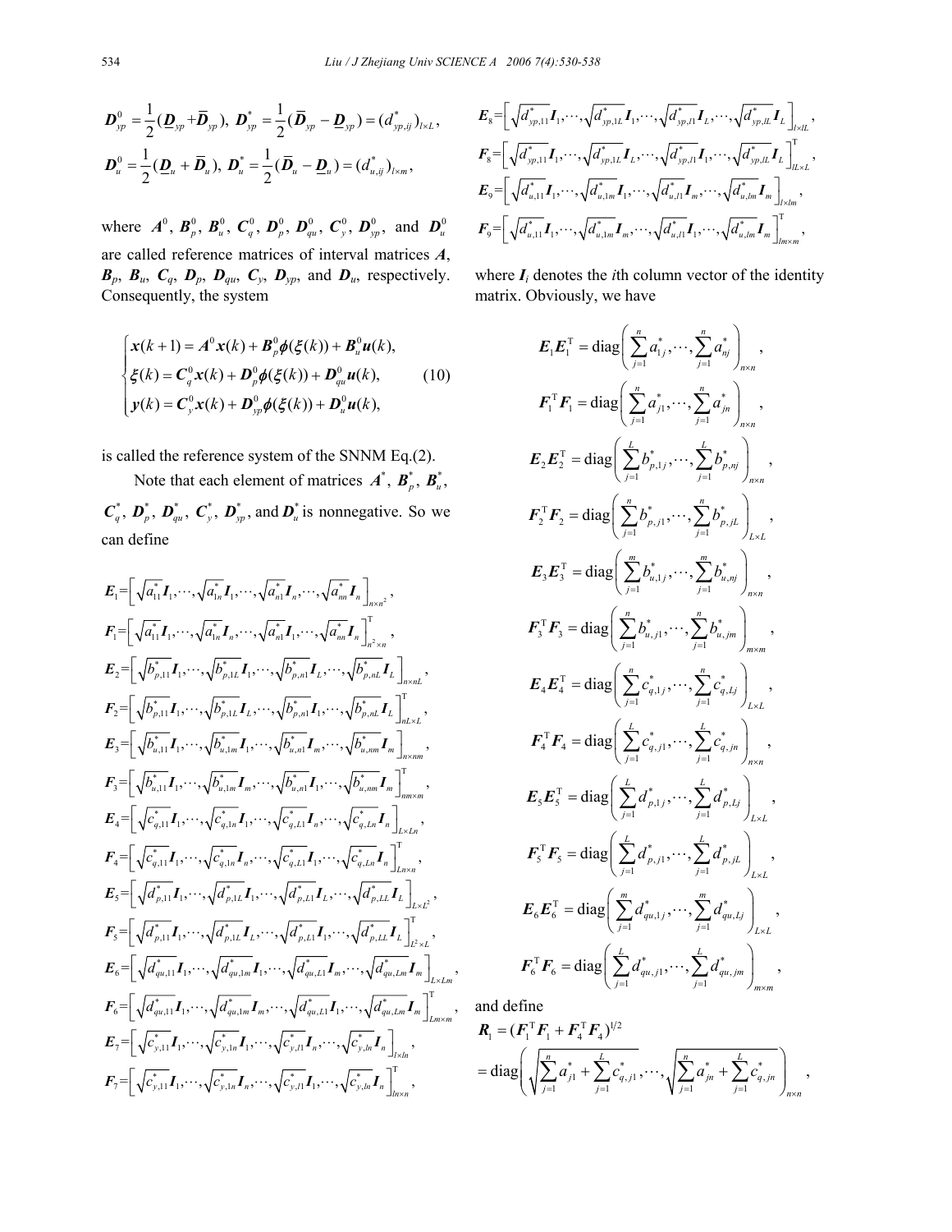$$\boldsymbol{D}_{yp}^0=\frac{1}{2}(\underline{\boldsymbol{D}}_{yp}+\overline{\boldsymbol{D}}_{yp}),\ \boldsymbol{D}_{yp}^*=\frac{1}{2}(\overline{\boldsymbol{D}}_{yp}-\underline{\boldsymbol{D}}_{yp})=(d_{yp,ij}^*)_{l\times L},$$

$$\boldsymbol{D}_{u}^0=\frac{1}{2}(\underline{\boldsymbol{D}}_{u}+\overline{\boldsymbol{D}}_{u}),\ \boldsymbol{D}_{u}^*=\frac{1}{2}(\overline{\boldsymbol{D}}_{u}-\underline{\boldsymbol{D}}_{u})=(d_{u,ij}^*)_{l\times m},$$

where $\boldsymbol{A}^0$, $\boldsymbol{B}_p^0$, $\boldsymbol{B}_u^0$, $\boldsymbol{C}_q^0$, $\boldsymbol{D}_p^0$, $\boldsymbol{D}_{qu}^0$, $\boldsymbol{C}_y^0$, $\boldsymbol{D}_{yp}^0$, and $\boldsymbol{D}_u^0$ are called reference matrices of interval matrices $\boldsymbol{A}$, $\boldsymbol{B}_p$, $\boldsymbol{B}_u$, $\boldsymbol{C}_q$, $\boldsymbol{D}_p$, $\boldsymbol{D}_{qu}$, $\boldsymbol{C}_y$, $\boldsymbol{D}_{yp}$, and $\boldsymbol{D}_u$, respectively. Consequently, the system

$$\begin{cases}\boldsymbol{x}(k+1)=\boldsymbol{A}^0\boldsymbol{x}(k)+\boldsymbol{B}_p^0\boldsymbol{\phi}(\boldsymbol{\xi}(k))+\boldsymbol{B}_u^0\boldsymbol{u}(k),\\ \boldsymbol{\xi}(k)=\boldsymbol{C}_q^0\boldsymbol{x}(k)+\boldsymbol{D}_p^0\boldsymbol{\phi}(\boldsymbol{\xi}(k))+\boldsymbol{D}_{qu}^0\boldsymbol{u}(k),\\ \boldsymbol{y}(k)=\boldsymbol{C}_y^0\boldsymbol{x}(k)+\boldsymbol{D}_{yp}^0\boldsymbol{\phi}(\boldsymbol{\xi}(k))+\boldsymbol{D}_u^0\boldsymbol{u}(k),\end{cases}\tag{10}$$

is called the reference system of the SNNM Eq.(2).

Note that each element of matrices $\boldsymbol{A}^*$, $\boldsymbol{B}_p^*$, $\boldsymbol{B}_u^*$, $\boldsymbol{C}_q^*$, $\boldsymbol{D}_p^*$, $\boldsymbol{D}_{qu}^*$, $\boldsymbol{C}_y^*$, $\boldsymbol{D}_{yp}^*$, and $\boldsymbol{D}_u^*$ is nonnegative. So we can define

$$\boldsymbol{E}_1=\left[\sqrt{a_{11}^*}\boldsymbol{I}_1,\cdots,\sqrt{a_{1n}^*}\boldsymbol{I}_1,\cdots,\sqrt{a_{n1}^*}\boldsymbol{I}_n,\cdots,\sqrt{a_{nn}^*}\boldsymbol{I}_n\right]_{n\times n^2},$$

$$\boldsymbol{F}_1=\left[\sqrt{a_{11}^*}\boldsymbol{I}_1,\cdots,\sqrt{a_{1n}^*}\boldsymbol{I}_n,\cdots,\sqrt{a_{n1}^*}\boldsymbol{I}_1,\cdots,\sqrt{a_{nn}^*}\boldsymbol{I}_n\right]_{n^2\times n}^{\mathrm{T}},$$

$$\boldsymbol{E}_2=\left[\sqrt{b_{p,11}^*}\boldsymbol{I}_1,\cdots,\sqrt{b_{p,1L}^*}\boldsymbol{I}_1,\cdots,\sqrt{b_{p,n1}^*}\boldsymbol{I}_L,\cdots,\sqrt{b_{p,nL}^*}\boldsymbol{I}_L\right]_{n\times nL},$$

$$\boldsymbol{F}_2=\left[\sqrt{b_{p,11}^*}\boldsymbol{I}_1,\cdots,\sqrt{b_{p,1L}^*}\boldsymbol{I}_L,\cdots,\sqrt{b_{p,n1}^*}\boldsymbol{I}_1,\cdots,\sqrt{b_{p,nL}^*}\boldsymbol{I}_L\right]_{nL\times L}^{\mathrm{T}},$$

$$\boldsymbol{E}_3=\left[\sqrt{b_{u,11}^*}\boldsymbol{I}_1,\cdots,\sqrt{b_{u,1m}^*}\boldsymbol{I}_1,\cdots,\sqrt{b_{u,n1}^*}\boldsymbol{I}_m,\cdots,\sqrt{b_{u,nm}^*}\boldsymbol{I}_m\right]_{n\times nm},$$

$$\boldsymbol{F}_3=\left[\sqrt{b_{u,11}^*}\boldsymbol{I}_1,\cdots,\sqrt{b_{u,1m}^*}\boldsymbol{I}_m,\cdots,\sqrt{b_{u,n1}^*}\boldsymbol{I}_1,\cdots,\sqrt{b_{u,nm}^*}\boldsymbol{I}_m\right]_{nm\times m}^{\mathrm{T}},$$

$$\boldsymbol{E}_4=\left[\sqrt{c_{q,11}^*}\boldsymbol{I}_1,\cdots,\sqrt{c_{q,1n}^*}\boldsymbol{I}_1,\cdots,\sqrt{c_{q,L1}^*}\boldsymbol{I}_n,\cdots,\sqrt{c_{q,Ln}^*}\boldsymbol{I}_n\right]_{L\times Ln},$$

$$\boldsymbol{F}_4=\left[\sqrt{c_{q,11}^*}\boldsymbol{I}_1,\cdots,\sqrt{c_{q,1n}^*}\boldsymbol{I}_n,\cdots,\sqrt{c_{q,L1}^*}\boldsymbol{I}_1,\cdots,\sqrt{c_{q,Ln}^*}\boldsymbol{I}_n\right]_{Ln\times n}^{\mathrm{T}},$$

$$\boldsymbol{E}_5=\left[\sqrt{d_{p,11}^*}\boldsymbol{I}_1,\cdots,\sqrt{d_{p,1L}^*}\boldsymbol{I}_1,\cdots,\sqrt{d_{p,L1}^*}\boldsymbol{I}_L,\cdots,\sqrt{d_{p,LL}^*}\boldsymbol{I}_L\right]_{L\times L^2},$$

$$\boldsymbol{F}_5=\left[\sqrt{d_{p,11}^*}\boldsymbol{I}_1,\cdots,\sqrt{d_{p,1L}^*}\boldsymbol{I}_L,\cdots,\sqrt{d_{p,L1}^*}\boldsymbol{I}_1,\cdots,\sqrt{d_{p,LL}^*}\boldsymbol{I}_L\right]_{L^2\times L}^{\mathrm{T}},$$

$$\boldsymbol{E}_6=\left[\sqrt{d_{qu,11}^*}\boldsymbol{I}_1,\cdots,\sqrt{d_{qu,1m}^*}\boldsymbol{I}_1,\cdots,\sqrt{d_{qu,L1}^*}\boldsymbol{I}_m,\cdots,\sqrt{d_{qu,Lm}^*}\boldsymbol{I}_m\right]_{L\times Lm},$$

$$\boldsymbol{F}_6=\left[\sqrt{d_{qu,11}^*}\boldsymbol{I}_1,\cdots,\sqrt{d_{qu,1m}^*}\boldsymbol{I}_m,\cdots,\sqrt{d_{qu,L1}^*}\boldsymbol{I}_1,\cdots,\sqrt{d_{qu,Lm}^*}\boldsymbol{I}_m\right]_{Lm\times m}^{\mathrm{T}},$$

$$\boldsymbol{E}_7=\left[\sqrt{c_{y,11}^*}\boldsymbol{I}_1,\cdots,\sqrt{c_{y,1n}^*}\boldsymbol{I}_1,\cdots,\sqrt{c_{y,l1}^*}\boldsymbol{I}_n,\cdots,\sqrt{c_{y,ln}^*}\boldsymbol{I}_n\right]_{l\times ln},$$

$$\boldsymbol{F}_7=\left[\sqrt{c_{y,11}^*}\boldsymbol{I}_1,\cdots,\sqrt{c_{y,1n}^*}\boldsymbol{I}_n,\cdots,\sqrt{c_{y,l1}^*}\boldsymbol{I}_1,\cdots,\sqrt{c_{y,ln}^*}\boldsymbol{I}_n\right]_{ln\times n}^{\mathrm{T}},$$

$$\boldsymbol{E}_8=\left[\sqrt{d_{yp,11}^*}\boldsymbol{I}_1,\cdots,\sqrt{d_{yp,1L}^*}\boldsymbol{I}_1,\cdots,\sqrt{d_{yp,l1}^*}\boldsymbol{I}_L,\cdots,\sqrt{d_{yp,lL}^*}\boldsymbol{I}_L\right]_{l\times lL},$$

$$\boldsymbol{F}_8=\left[\sqrt{d_{yp,11}^*}\boldsymbol{I}_1,\cdots,\sqrt{d_{yp,1L}^*}\boldsymbol{I}_L,\cdots,\sqrt{d_{yp,l1}^*}\boldsymbol{I}_1,\cdots,\sqrt{d_{yp,lL}^*}\boldsymbol{I}_L\right]_{lL\times L}^{\mathrm{T}},$$

$$\boldsymbol{E}_9=\left[\sqrt{d_{u,11}^*}\boldsymbol{I}_1,\cdots,\sqrt{d_{u,1m}^*}\boldsymbol{I}_1,\cdots,\sqrt{d_{u,l1}^*}\boldsymbol{I}_m,\cdots,\sqrt{d_{u,lm}^*}\boldsymbol{I}_m\right]_{l\times lm},$$

$$\boldsymbol{F}_9=\left[\sqrt{d_{u,11}^*}\boldsymbol{I}_1,\cdots,\sqrt{d_{u,1m}^*}\boldsymbol{I}_m,\cdots,\sqrt{d_{u,l1}^*}\boldsymbol{I}_1,\cdots,\sqrt{d_{u,lm}^*}\boldsymbol{I}_m\right]_{lm\times m}^{\mathrm{T}},$$

where $\boldsymbol{I}_i$ denotes the $i$th column vector of the identity matrix. Obviously, we have

$$\boldsymbol{E}_1\boldsymbol{E}_1^{\mathrm{T}}=\mathrm{diag}\left(\sum_{j=1}^n a_{1j}^*,\cdots,\sum_{j=1}^n a_{nj}^*\right)_{n\times n},$$

$$\boldsymbol{F}_1^{\mathrm{T}}\boldsymbol{F}_1=\mathrm{diag}\left(\sum_{j=1}^n a_{j1}^*,\cdots,\sum_{j=1}^n a_{jn}^*\right)_{n\times n},$$

$$\boldsymbol{E}_2\boldsymbol{E}_2^{\mathrm{T}}=\mathrm{diag}\left(\sum_{j=1}^L b_{p,1j}^*,\cdots,\sum_{j=1}^L b_{p,nj}^*\right)_{n\times n},$$

$$\boldsymbol{F}_2^{\mathrm{T}}\boldsymbol{F}_2=\mathrm{diag}\left(\sum_{j=1}^n b_{p,j1}^*,\cdots,\sum_{j=1}^n b_{p,jL}^*\right)_{L\times L},$$

$$\boldsymbol{E}_3\boldsymbol{E}_3^{\mathrm{T}}=\mathrm{diag}\left(\sum_{j=1}^m b_{u,1j}^*,\cdots,\sum_{j=1}^m b_{u,nj}^*\right)_{n\times n},$$

$$\boldsymbol{F}_3^{\mathrm{T}}\boldsymbol{F}_3=\mathrm{diag}\left(\sum_{j=1}^n b_{u,j1}^*,\cdots,\sum_{j=1}^n b_{u,jm}^*\right)_{m\times m},$$

$$\boldsymbol{E}_4\boldsymbol{E}_4^{\mathrm{T}}=\mathrm{diag}\left(\sum_{j=1}^n c_{q,1j}^*,\cdots,\sum_{j=1}^n c_{q,Lj}^*\right)_{L\times L},$$

$$\boldsymbol{F}_4^{\mathrm{T}}\boldsymbol{F}_4=\mathrm{diag}\left(\sum_{j=1}^L c_{q,j1}^*,\cdots,\sum_{j=1}^L c_{q,jn}^*\right)_{n\times n},$$

$$\boldsymbol{E}_5\boldsymbol{E}_5^{\mathrm{T}}=\mathrm{diag}\left(\sum_{j=1}^L d_{p,1j}^*,\cdots,\sum_{j=1}^L d_{p,Lj}^*\right)_{L\times L},$$

$$\boldsymbol{F}_5^{\mathrm{T}}\boldsymbol{F}_5=\mathrm{diag}\left(\sum_{j=1}^L d_{p,j1}^*,\cdots,\sum_{j=1}^L d_{p,jL}^*\right)_{L\times L},$$

$$\boldsymbol{E}_6\boldsymbol{E}_6^{\mathrm{T}}=\mathrm{diag}\left(\sum_{j=1}^m d_{qu,1j}^*,\cdots,\sum_{j=1}^m d_{qu,Lj}^*\right)_{L\times L},$$

$$\boldsymbol{F}_6^{\mathrm{T}}\boldsymbol{F}_6=\mathrm{diag}\left(\sum_{j=1}^L d_{qu,j1}^*,\cdots,\sum_{j=1}^L d_{qu,jm}^*\right)_{m\times m},$$

and define

$$\boldsymbol{R}_1=(\boldsymbol{F}_1^{\mathrm{T}}\boldsymbol{F}_1+\boldsymbol{F}_4^{\mathrm{T}}\boldsymbol{F}_4)^{1/2}$$

$$=\mathrm{diag}\left(\sqrt{\sum_{j=1}^n a_{j1}^*+\sum_{j=1}^L c_{q,j1}^*},\cdots,\sqrt{\sum_{j=1}^n a_{jn}^*+\sum_{j=1}^L c_{q,jn}^*}\right)_{n\times n},$$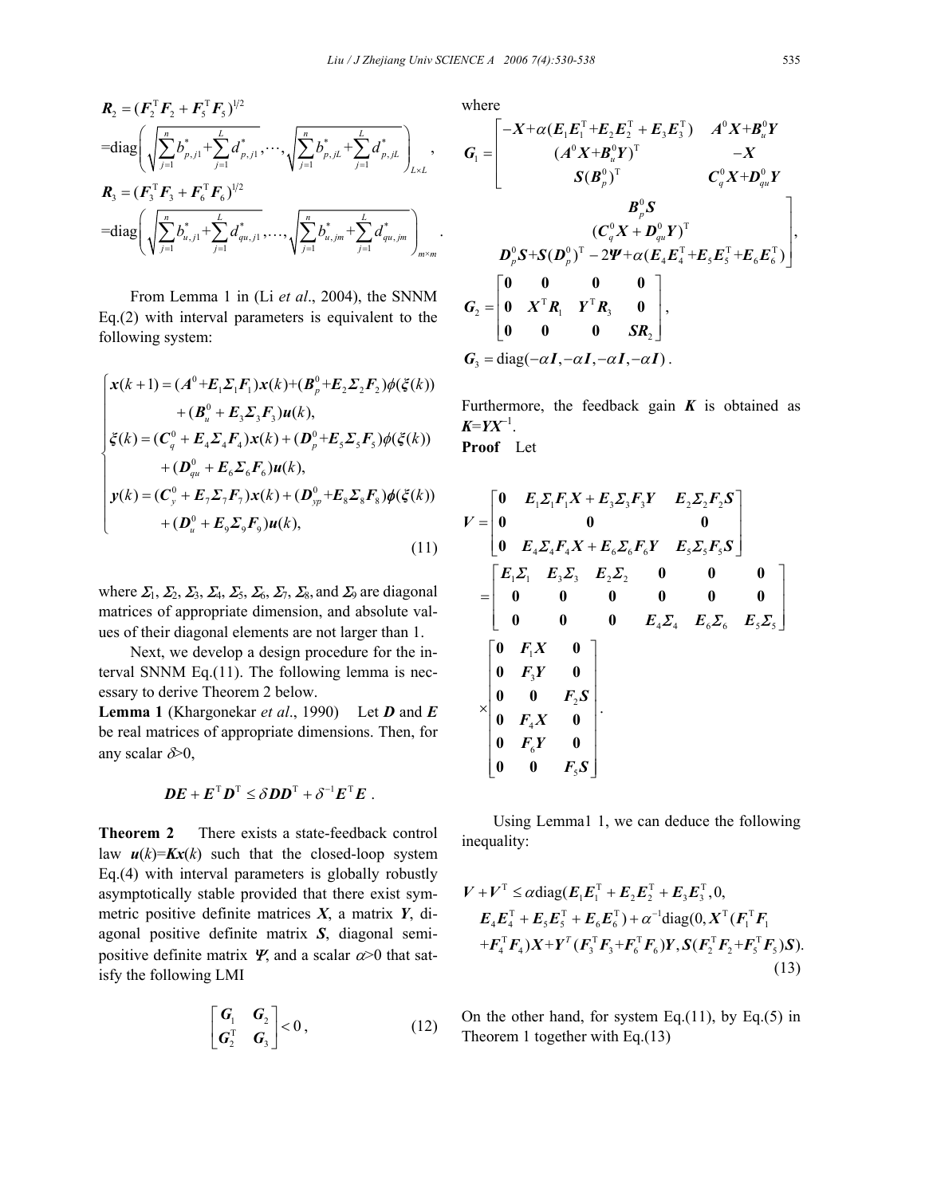$$\boldsymbol{R}_2 = (\boldsymbol{F}_2^{\mathrm{T}}\boldsymbol{F}_2 + \boldsymbol{F}_5^{\mathrm{T}}\boldsymbol{F}_5)^{1/2}$$

$$=\text{diag}\left(\sqrt{\sum_{j=1}^{n} b_{p,j1}^{*}+\sum_{j=1}^{L} d_{p,j1}^{*}},\cdots,\sqrt{\sum_{j=1}^{n} b_{p,jL}^{*}+\sum_{j=1}^{L} d_{p,jL}^{*}}\right)_{L\times L},$$

$$\boldsymbol{R}_3 = (\boldsymbol{F}_3^{\mathrm{T}}\boldsymbol{F}_3 + \boldsymbol{F}_6^{\mathrm{T}}\boldsymbol{F}_6)^{1/2}$$

$$=\text{diag}\left(\sqrt{\sum_{j=1}^{n} b_{u,j1}^{*}+\sum_{j=1}^{L} d_{qu,j1}^{*}},\cdots,\sqrt{\sum_{j=1}^{n} b_{u,jm}^{*}+\sum_{j=1}^{L} d_{qu,jm}^{*}}\right)_{m\times m}.$$

From Lemma 1 in (Li *et al*., 2004), the SNNM Eq.(2) with interval parameters is equivalent to the following system:

$$\begin{cases} \boldsymbol{x}(k+1) = (\boldsymbol{A}^0+\boldsymbol{E}_1\boldsymbol{\Sigma}_1\boldsymbol{F}_1)\boldsymbol{x}(k)+(\boldsymbol{B}_p^0+\boldsymbol{E}_2\boldsymbol{\Sigma}_2\boldsymbol{F}_2)\phi(\boldsymbol{\xi}(k)) \\ \qquad +(\boldsymbol{B}_u^0+\boldsymbol{E}_3\boldsymbol{\Sigma}_3\boldsymbol{F}_3)\boldsymbol{u}(k), \\ \boldsymbol{\xi}(k) = (\boldsymbol{C}_q^0+\boldsymbol{E}_4\boldsymbol{\Sigma}_4\boldsymbol{F}_4)\boldsymbol{x}(k)+(\boldsymbol{D}_p^0+\boldsymbol{E}_5\boldsymbol{\Sigma}_5\boldsymbol{F}_5)\phi(\boldsymbol{\xi}(k)) \\ \qquad +(\boldsymbol{D}_{qu}^0+\boldsymbol{E}_6\boldsymbol{\Sigma}_6\boldsymbol{F}_6)\boldsymbol{u}(k), \\ \boldsymbol{y}(k) = (\boldsymbol{C}_y^0+\boldsymbol{E}_7\boldsymbol{\Sigma}_7\boldsymbol{F}_7)\boldsymbol{x}(k)+(\boldsymbol{D}_{yp}^0+\boldsymbol{E}_8\boldsymbol{\Sigma}_8\boldsymbol{F}_8)\boldsymbol{\phi}(\boldsymbol{\xi}(k)) \\ \qquad +(\boldsymbol{D}_u^0+\boldsymbol{E}_9\boldsymbol{\Sigma}_9\boldsymbol{F}_9)\boldsymbol{u}(k), \end{cases} \tag{11}$$

where $\boldsymbol{\Sigma}_1$, $\boldsymbol{\Sigma}_2$, $\boldsymbol{\Sigma}_3$, $\boldsymbol{\Sigma}_4$, $\boldsymbol{\Sigma}_5$, $\boldsymbol{\Sigma}_6$, $\boldsymbol{\Sigma}_7$, $\boldsymbol{\Sigma}_8$, and $\boldsymbol{\Sigma}_9$ are diagonal matrices of appropriate dimension, and absolute values of their diagonal elements are not larger than 1.

Next, we develop a design procedure for the interval SNNM Eq.(11). The following lemma is necessary to derive Theorem 2 below.

**Lemma 1** (Khargonekar *et al*., 1990) Let $\boldsymbol{D}$ and $\boldsymbol{E}$ be real matrices of appropriate dimensions. Then, for any scalar $\delta>0$,

$$\boldsymbol{D}\boldsymbol{E}+\boldsymbol{E}^{\mathrm{T}}\boldsymbol{D}^{\mathrm{T}} \le \delta\boldsymbol{D}\boldsymbol{D}^{\mathrm{T}}+\delta^{-1}\boldsymbol{E}^{\mathrm{T}}\boldsymbol{E}.$$

**Theorem 2** There exists a state-feedback control law $\boldsymbol{u}(k)=\boldsymbol{K}\boldsymbol{x}(k)$ such that the closed-loop system Eq.(4) with interval parameters is globally robustly asymptotically stable provided that there exist symmetric positive definite matrices $\boldsymbol{X}$, a matrix $\boldsymbol{Y}$, diagonal positive definite matrix $\boldsymbol{S}$, diagonal semi-positive definite matrix $\boldsymbol{\Psi}$, and a scalar $\alpha>0$ that satisfy the following LMI

$$\begin{bmatrix} \boldsymbol{G}_1 & \boldsymbol{G}_2 \\ \boldsymbol{G}_2^{\mathrm{T}} & \boldsymbol{G}_3 \end{bmatrix} < 0, \tag{12}$$

where

$$\boldsymbol{G}_1 = \begin{bmatrix} -\boldsymbol{X}+\alpha(\boldsymbol{E}_1\boldsymbol{E}_1^{\mathrm{T}}+\boldsymbol{E}_2\boldsymbol{E}_2^{\mathrm{T}}+\boldsymbol{E}_3\boldsymbol{E}_3^{\mathrm{T}}) & \boldsymbol{A}^0\boldsymbol{X}+\boldsymbol{B}_u^0\boldsymbol{Y} & \boldsymbol{B}_p^0\boldsymbol{S} \\ (\boldsymbol{A}^0\boldsymbol{X}+\boldsymbol{B}_u^0\boldsymbol{Y})^{\mathrm{T}} & -\boldsymbol{X} & (\boldsymbol{C}_q^0\boldsymbol{X}+\boldsymbol{D}_{qu}^0\boldsymbol{Y})^{\mathrm{T}} \\ \boldsymbol{S}(\boldsymbol{B}_p^0)^{\mathrm{T}} & \boldsymbol{C}_q^0\boldsymbol{X}+\boldsymbol{D}_{qu}^0\boldsymbol{Y} & \boldsymbol{D}_p^0\boldsymbol{S}+\boldsymbol{S}(\boldsymbol{D}_p^0)^{\mathrm{T}}-2\boldsymbol{\Psi}+\alpha(\boldsymbol{E}_4\boldsymbol{E}_4^{\mathrm{T}}+\boldsymbol{E}_5\boldsymbol{E}_5^{\mathrm{T}}+\boldsymbol{E}_6\boldsymbol{E}_6^{\mathrm{T}}) \end{bmatrix},$$

$$\boldsymbol{G}_2 = \begin{bmatrix} \boldsymbol{0} & \boldsymbol{0} & \boldsymbol{0} & \boldsymbol{0} \\ \boldsymbol{0} & \boldsymbol{X}^{\mathrm{T}}\boldsymbol{R}_1 & \boldsymbol{Y}^{\mathrm{T}}\boldsymbol{R}_3 & \boldsymbol{0} \\ \boldsymbol{0} & \boldsymbol{0} & \boldsymbol{0} & \boldsymbol{S}\boldsymbol{R}_2 \end{bmatrix},$$

$$\boldsymbol{G}_3 = \text{diag}(-\alpha\boldsymbol{I},-\alpha\boldsymbol{I},-\alpha\boldsymbol{I},-\alpha\boldsymbol{I}).$$

Furthermore, the feedback gain $\boldsymbol{K}$ is obtained as $\boldsymbol{K}=\boldsymbol{Y}\boldsymbol{X}^{-1}$.

**Proof** Let

$$\boldsymbol{V} = \begin{bmatrix} \boldsymbol{0} & \boldsymbol{E}_1\boldsymbol{\Sigma}_1\boldsymbol{F}_1\boldsymbol{X}+\boldsymbol{E}_3\boldsymbol{\Sigma}_3\boldsymbol{F}_3\boldsymbol{Y} & \boldsymbol{E}_2\boldsymbol{\Sigma}_2\boldsymbol{F}_2\boldsymbol{S} \\ \boldsymbol{0} & \boldsymbol{0} & \boldsymbol{0} \\ \boldsymbol{0} & \boldsymbol{E}_4\boldsymbol{\Sigma}_4\boldsymbol{F}_4\boldsymbol{X}+\boldsymbol{E}_6\boldsymbol{\Sigma}_6\boldsymbol{F}_6\boldsymbol{Y} & \boldsymbol{E}_5\boldsymbol{\Sigma}_5\boldsymbol{F}_5\boldsymbol{S} \end{bmatrix}$$

$$= \begin{bmatrix} \boldsymbol{E}_1\boldsymbol{\Sigma}_1 & \boldsymbol{E}_3\boldsymbol{\Sigma}_3 & \boldsymbol{E}_2\boldsymbol{\Sigma}_2 & \boldsymbol{0} & \boldsymbol{0} & \boldsymbol{0} \\ \boldsymbol{0} & \boldsymbol{0} & \boldsymbol{0} & \boldsymbol{0} & \boldsymbol{0} & \boldsymbol{0} \\ \boldsymbol{0} & \boldsymbol{0} & \boldsymbol{0} & \boldsymbol{E}_4\boldsymbol{\Sigma}_4 & \boldsymbol{E}_6\boldsymbol{\Sigma}_6 & \boldsymbol{E}_5\boldsymbol{\Sigma}_5 \end{bmatrix} \times \begin{bmatrix} \boldsymbol{0} & \boldsymbol{F}_1\boldsymbol{X} & \boldsymbol{0} \\ \boldsymbol{0} & \boldsymbol{F}_3\boldsymbol{Y} & \boldsymbol{0} \\ \boldsymbol{0} & \boldsymbol{0} & \boldsymbol{F}_2\boldsymbol{S} \\ \boldsymbol{0} & \boldsymbol{F}_4\boldsymbol{X} & \boldsymbol{0} \\ \boldsymbol{0} & \boldsymbol{F}_6\boldsymbol{Y} & \boldsymbol{0} \\ \boldsymbol{0} & \boldsymbol{0} & \boldsymbol{F}_5\boldsymbol{S} \end{bmatrix}.$$

Using Lemma1 1, we can deduce the following inequality:

$$\begin{aligned} \boldsymbol{V}+\boldsymbol{V}^{\mathrm{T}} \le\; & \alpha\text{diag}(\boldsymbol{E}_1\boldsymbol{E}_1^{\mathrm{T}}+\boldsymbol{E}_2\boldsymbol{E}_2^{\mathrm{T}}+\boldsymbol{E}_3\boldsymbol{E}_3^{\mathrm{T}},0, \\ & \boldsymbol{E}_4\boldsymbol{E}_4^{\mathrm{T}}+\boldsymbol{E}_5\boldsymbol{E}_5^{\mathrm{T}}+\boldsymbol{E}_6\boldsymbol{E}_6^{\mathrm{T}})+\alpha^{-1}\text{diag}(0,\boldsymbol{X}^{\mathrm{T}}(\boldsymbol{F}_1^{\mathrm{T}}\boldsymbol{F}_1 \\ & +\boldsymbol{F}_4^{\mathrm{T}}\boldsymbol{F}_4)\boldsymbol{X}+\boldsymbol{Y}^{T}(\boldsymbol{F}_3^{\mathrm{T}}\boldsymbol{F}_3+\boldsymbol{F}_6^{\mathrm{T}}\boldsymbol{F}_6)\boldsymbol{Y},\boldsymbol{S}(\boldsymbol{F}_2^{\mathrm{T}}\boldsymbol{F}_2+\boldsymbol{F}_5^{\mathrm{T}}\boldsymbol{F}_5)\boldsymbol{S}). \end{aligned} \tag{13}$$

On the other hand, for system Eq.(11), by Eq.(5) in Theorem 1 together with Eq.(13)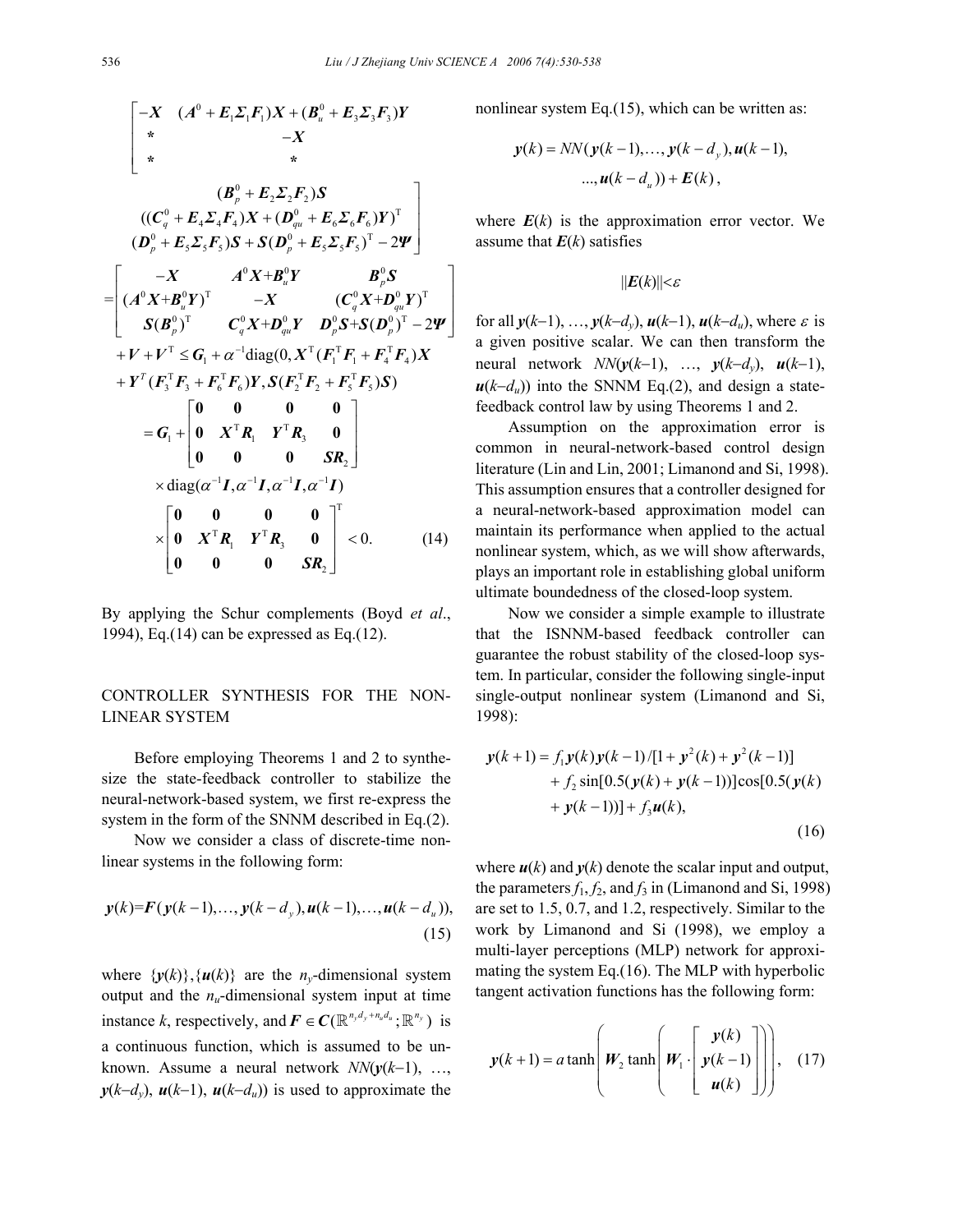$$
\begin{bmatrix}
-\boldsymbol{X} & (\boldsymbol{A}^0+\boldsymbol{E}_1\boldsymbol{\Sigma}_1\boldsymbol{F}_1)\boldsymbol{X}+(\boldsymbol{B}_u^0+\boldsymbol{E}_3\boldsymbol{\Sigma}_3\boldsymbol{F}_3)\boldsymbol{Y} & (\boldsymbol{B}_p^0+\boldsymbol{E}_2\boldsymbol{\Sigma}_2\boldsymbol{F}_2)\boldsymbol{S} \\
* & -\boldsymbol{X} & ((\boldsymbol{C}_q^0+\boldsymbol{E}_4\boldsymbol{\Sigma}_4\boldsymbol{F}_4)\boldsymbol{X}+(\boldsymbol{D}_{qu}^0+\boldsymbol{E}_6\boldsymbol{\Sigma}_6\boldsymbol{F}_6)\boldsymbol{Y})^{\mathrm{T}} \\
* & * & (\boldsymbol{D}_p^0+\boldsymbol{E}_5\boldsymbol{\Sigma}_5\boldsymbol{F}_5)\boldsymbol{S}+\boldsymbol{S}(\boldsymbol{D}_p^0+\boldsymbol{E}_5\boldsymbol{\Sigma}_5\boldsymbol{F}_5)^{\mathrm{T}}-2\boldsymbol{\Psi}
\end{bmatrix}
$$

$$
=\begin{bmatrix}
-\boldsymbol{X} & \boldsymbol{A}^0\boldsymbol{X}+\boldsymbol{B}_u^0\boldsymbol{Y} & \boldsymbol{B}_p^0\boldsymbol{S} \\
(\boldsymbol{A}^0\boldsymbol{X}+\boldsymbol{B}_u^0\boldsymbol{Y})^{\mathrm{T}} & -\boldsymbol{X} & (\boldsymbol{C}_q^0\boldsymbol{X}+\boldsymbol{D}_{qu}^0\boldsymbol{Y})^{\mathrm{T}} \\
\boldsymbol{S}(\boldsymbol{B}_p^0)^{\mathrm{T}} & \boldsymbol{C}_q^0\boldsymbol{X}+\boldsymbol{D}_{qu}^0\boldsymbol{Y} & \boldsymbol{D}_p^0\boldsymbol{S}+\boldsymbol{S}(\boldsymbol{D}_p^0)^{\mathrm{T}}-2\boldsymbol{\Psi}
\end{bmatrix}
$$

$$
+\boldsymbol{V}+\boldsymbol{V}^{\mathrm{T}} \le \boldsymbol{G}_1+\alpha^{-1}\mathrm{diag}(0,\boldsymbol{X}^{\mathrm{T}}(\boldsymbol{F}_1^{\mathrm{T}}\boldsymbol{F}_1+\boldsymbol{F}_4^{\mathrm{T}}\boldsymbol{F}_4)\boldsymbol{X}
+\boldsymbol{Y}^{T}(\boldsymbol{F}_3^{\mathrm{T}}\boldsymbol{F}_3+\boldsymbol{F}_6^{\mathrm{T}}\boldsymbol{F}_6)\boldsymbol{Y},\boldsymbol{S}(\boldsymbol{F}_2^{\mathrm{T}}\boldsymbol{F}_2+\boldsymbol{F}_5^{\mathrm{T}}\boldsymbol{F}_5)\boldsymbol{S})
$$

$$
=\boldsymbol{G}_1+\begin{bmatrix}
\boldsymbol{0} & \boldsymbol{0} & \boldsymbol{0} & \boldsymbol{0} \\
\boldsymbol{0} & \boldsymbol{X}^{\mathrm{T}}\boldsymbol{R}_1 & \boldsymbol{Y}^{\mathrm{T}}\boldsymbol{R}_3 & \boldsymbol{0} \\
\boldsymbol{0} & \boldsymbol{0} & \boldsymbol{0} & \boldsymbol{S}\boldsymbol{R}_2
\end{bmatrix}
\times \mathrm{diag}(\alpha^{-1}\boldsymbol{I},\alpha^{-1}\boldsymbol{I},\alpha^{-1}\boldsymbol{I},\alpha^{-1}\boldsymbol{I})
\times \begin{bmatrix}
\boldsymbol{0} & \boldsymbol{0} & \boldsymbol{0} & \boldsymbol{0} \\
\boldsymbol{0} & \boldsymbol{X}^{\mathrm{T}}\boldsymbol{R}_1 & \boldsymbol{Y}^{\mathrm{T}}\boldsymbol{R}_3 & \boldsymbol{0} \\
\boldsymbol{0} & \boldsymbol{0} & \boldsymbol{0} & \boldsymbol{S}\boldsymbol{R}_2
\end{bmatrix}^{\mathrm{T}} < 0. \tag{14}
$$

By applying the Schur complements (Boyd *et al*., 1994), Eq.(14) can be expressed as Eq.(12).

## CONTROLLER SYNTHESIS FOR THE NONLINEAR SYSTEM

Before employing Theorems 1 and 2 to synthesize the state-feedback controller to stabilize the neural-network-based system, we first re-express the system in the form of the SNNM described in Eq.(2).

Now we consider a class of discrete-time nonlinear systems in the following form:

$$
\boldsymbol{y}(k)=\boldsymbol{F}(\boldsymbol{y}(k-1),\ldots,\boldsymbol{y}(k-d_y),\boldsymbol{u}(k-1),\ldots,\boldsymbol{u}(k-d_u)), \tag{15}
$$

where $\{\boldsymbol{y}(k)\},\{\boldsymbol{u}(k)\}$ are the $n_y$-dimensional system output and the $n_u$-dimensional system input at time instance $k$, respectively, and $\boldsymbol{F}\in \boldsymbol{C}(\mathbb{R}^{n_y d_y+n_u d_u};\mathbb{R}^{n_y})$ is a continuous function, which is assumed to be unknown. Assume a neural network $NN(\boldsymbol{y}(k-1),\ldots,\boldsymbol{y}(k-d_y),\boldsymbol{u}(k-1),\boldsymbol{u}(k-d_u))$ is used to approximate the nonlinear system Eq.(15), which can be written as:

$$
\boldsymbol{y}(k)=NN(\boldsymbol{y}(k-1),\ldots,\boldsymbol{y}(k-d_y),\boldsymbol{u}(k-1),\ldots,\boldsymbol{u}(k-d_u))+\boldsymbol{E}(k),
$$

where $\boldsymbol{E}(k)$ is the approximation error vector. We assume that $\boldsymbol{E}(k)$ satisfies

$$
\|\boldsymbol{E}(k)\|<\varepsilon
$$

for all $\boldsymbol{y}(k-1),\ldots,\boldsymbol{y}(k-d_y),\boldsymbol{u}(k-1),\boldsymbol{u}(k-d_u)$, where $\varepsilon$ is a given positive scalar. We can then transform the neural network $NN(\boldsymbol{y}(k-1),\ldots,\boldsymbol{y}(k-d_y),\boldsymbol{u}(k-1),\boldsymbol{u}(k-d_u))$ into the SNNM Eq.(2), and design a state-feedback control law by using Theorems 1 and 2.

Assumption on the approximation error is common in neural-network-based control design literature (Lin and Lin, 2001; Limanond and Si, 1998). This assumption ensures that a controller designed for a neural-network-based approximation model can maintain its performance when applied to the actual nonlinear system, which, as we will show afterwards, plays an important role in establishing global uniform ultimate boundedness of the closed-loop system.

Now we consider a simple example to illustrate that the ISNNM-based feedback controller can guarantee the robust stability of the closed-loop system. In particular, consider the following single-input single-output nonlinear system (Limanond and Si, 1998):

$$
\begin{aligned}
\boldsymbol{y}(k+1)=&f_1\boldsymbol{y}(k)\boldsymbol{y}(k-1)/[1+\boldsymbol{y}^2(k)+\boldsymbol{y}^2(k-1)] \\
&+f_2\sin[0.5(\boldsymbol{y}(k)+\boldsymbol{y}(k-1))]\cos[0.5(\boldsymbol{y}(k) \\
&+\boldsymbol{y}(k-1))]+f_3\boldsymbol{u}(k),
\end{aligned} \tag{16}
$$

where $\boldsymbol{u}(k)$ and $\boldsymbol{y}(k)$ denote the scalar input and output, the parameters $f_1$, $f_2$, and $f_3$ in (Limanond and Si, 1998) are set to 1.5, 0.7, and 1.2, respectively. Similar to the work by Limanond and Si (1998), we employ a multi-layer perceptions (MLP) network for approximating the system Eq.(16). The MLP with hyperbolic tangent activation functions has the following form:

$$
\boldsymbol{y}(k+1)=a\tanh\left(\boldsymbol{W}_2\tanh\left(\boldsymbol{W}_1\cdot\begin{bmatrix}\boldsymbol{y}(k)\\ \boldsymbol{y}(k-1)\\ \boldsymbol{u}(k)\end{bmatrix}\right)\right), \tag{17}
$$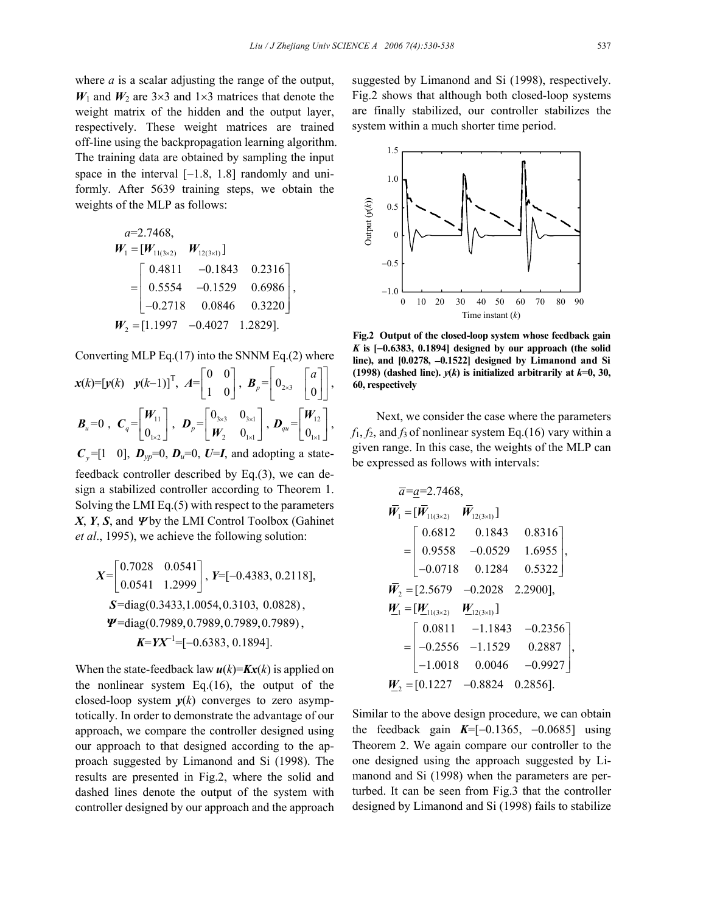where $a$ is a scalar adjusting the range of the output, $\boldsymbol{W}_1$ and $\boldsymbol{W}_2$ are 3×3 and 1×3 matrices that denote the weight matrix of the hidden and the output layer, respectively. These weight matrices are trained off-line using the backpropagation learning algorithm. The training data are obtained by sampling the input space in the interval [−1.8, 1.8] randomly and uniformly. After 5639 training steps, we obtain the weights of the MLP as follows:

$$
\begin{aligned}
&a=2.7468,\\
&\boldsymbol{W}_1=[\boldsymbol{W}_{11(3\times2)}\quad \boldsymbol{W}_{12(3\times1)}]\\
&\quad=\begin{bmatrix} 0.4811 & -0.1843 & 0.2316\\ 0.5554 & -0.1529 & 0.6986\\ -0.2718 & 0.0846 & 0.3220\end{bmatrix},\\
&\boldsymbol{W}_2=[1.1997\quad -0.4027\quad 1.2829].
\end{aligned}
$$

Converting MLP Eq.(17) into the SNNM Eq.(2) where $\boldsymbol{x}(k)=[\boldsymbol{y}(k)\quad \boldsymbol{y}(k-1)]^{\mathrm{T}}$, $\boldsymbol{A}=\begin{bmatrix}0&0\\1&0\end{bmatrix}$, $\boldsymbol{B}_p=\begin{bmatrix}0_{2\times3} & \begin{bmatrix}a\\0\end{bmatrix}\end{bmatrix}$, $\boldsymbol{B}_u=0$, $\boldsymbol{C}_q=\begin{bmatrix}\boldsymbol{W}_{11}\\0_{1\times2}\end{bmatrix}$, $\boldsymbol{D}_p=\begin{bmatrix}0_{3\times3} & 0_{3\times1}\\ \boldsymbol{W}_2 & 0_{1\times1}\end{bmatrix}$, $\boldsymbol{D}_{qu}=\begin{bmatrix}\boldsymbol{W}_{12}\\0_{1\times1}\end{bmatrix}$, $\boldsymbol{C}_y=[1\quad 0]$, $\boldsymbol{D}_{yp}=0$, $\boldsymbol{D}_u=0$, $\boldsymbol{U}=\boldsymbol{I}$, and adopting a state-feedback controller described by Eq.(3), we can design a stabilized controller according to Theorem 1. Solving the LMI Eq.(5) with respect to the parameters $\boldsymbol{X}$, $\boldsymbol{Y}$, $\boldsymbol{S}$, and $\boldsymbol{\Psi}$ by the LMI Control Toolbox (Gahinet *et al*., 1995), we achieve the following solution:

$$
\begin{gathered}
\boldsymbol{X}=\begin{bmatrix}0.7028 & 0.0541\\ 0.0541 & 1.2999\end{bmatrix},\ \boldsymbol{Y}=[-0.4383,\ 0.2118],\\
\boldsymbol{S}=\mathrm{diag}(0.3433, 1.0054, 0.3103,\ 0.0828),\\
\boldsymbol{\Psi}=\mathrm{diag}(0.7989, 0.7989, 0.7989, 0.7989),\\
\boldsymbol{K}=\boldsymbol{Y}\boldsymbol{X}^{-1}=[-0.6383,\ 0.1894].
\end{gathered}
$$

When the state-feedback law $\boldsymbol{u}(k)=\boldsymbol{K}\boldsymbol{x}(k)$ is applied on the nonlinear system Eq.(16), the output of the closed-loop system $\boldsymbol{y}(k)$ converges to zero asymptotically. In order to demonstrate the advantage of our approach, we compare the controller designed using our approach to that designed according to the approach suggested by Limanond and Si (1998). The results are presented in Fig.2, where the solid and dashed lines denote the output of the system with controller designed by our approach and the approach suggested by Limanond and Si (1998), respectively. Fig.2 shows that although both closed-loop systems are finally stabilized, our controller stabilizes the system within a much shorter time period.

Output (y(k))

1.5
1.0
0.5
0
−0.5
−1.0

0 10 20 30 40 50 60 70 80 90

Time instant (k)

**Fig.2 Output of the closed-loop system whose feedback gain $\boldsymbol{K}$ is [−0.6383, 0.1894] designed by our approach (the solid line), and [0.0278, −0.1522] designed by Limanond and Si (1998) (dashed line). $y(k)$ is initialized arbitrarily at $k$=0, 30, 60, respectively**

Next, we consider the case where the parameters $f_1$, $f_2$, and $f_3$ of nonlinear system Eq.(16) vary within a given range. In this case, the weights of the MLP can be expressed as follows with intervals:

$$
\begin{aligned}
&\overline{a}=\underline{a}=2.7468,\\
&\overline{\boldsymbol{W}}_1=[\overline{\boldsymbol{W}}_{11(3\times2)}\quad \overline{\boldsymbol{W}}_{12(3\times1)}]\\
&\quad=\begin{bmatrix} 0.6812 & 0.1843 & 0.8316\\ 0.9558 & -0.0529 & 1.6955\\ -0.0718 & 0.1284 & 0.5322\end{bmatrix},\\
&\overline{\boldsymbol{W}}_2=[2.5679\quad -0.2028\quad 2.2900],\\
&\underline{\boldsymbol{W}}_1=[\underline{\boldsymbol{W}}_{11(3\times2)}\quad \underline{\boldsymbol{W}}_{12(3\times1)}]\\
&\quad=\begin{bmatrix} 0.0811 & -1.1843 & -0.2356\\ -0.2556 & -1.1529 & 0.2887\\ -1.0018 & 0.0046 & -0.9927\end{bmatrix},\\
&\underline{\boldsymbol{W}}_2=[0.1227\quad -0.8824\quad 0.2856].
\end{aligned}
$$

Similar to the above design procedure, we can obtain the feedback gain $\boldsymbol{K}$=[−0.1365, −0.0685] using Theorem 2. We again compare our controller to the one designed using the approach suggested by Limanond and Si (1998) when the parameters are perturbed. It can be seen from Fig.3 that the controller designed by Limanond and Si (1998) fails to stabilize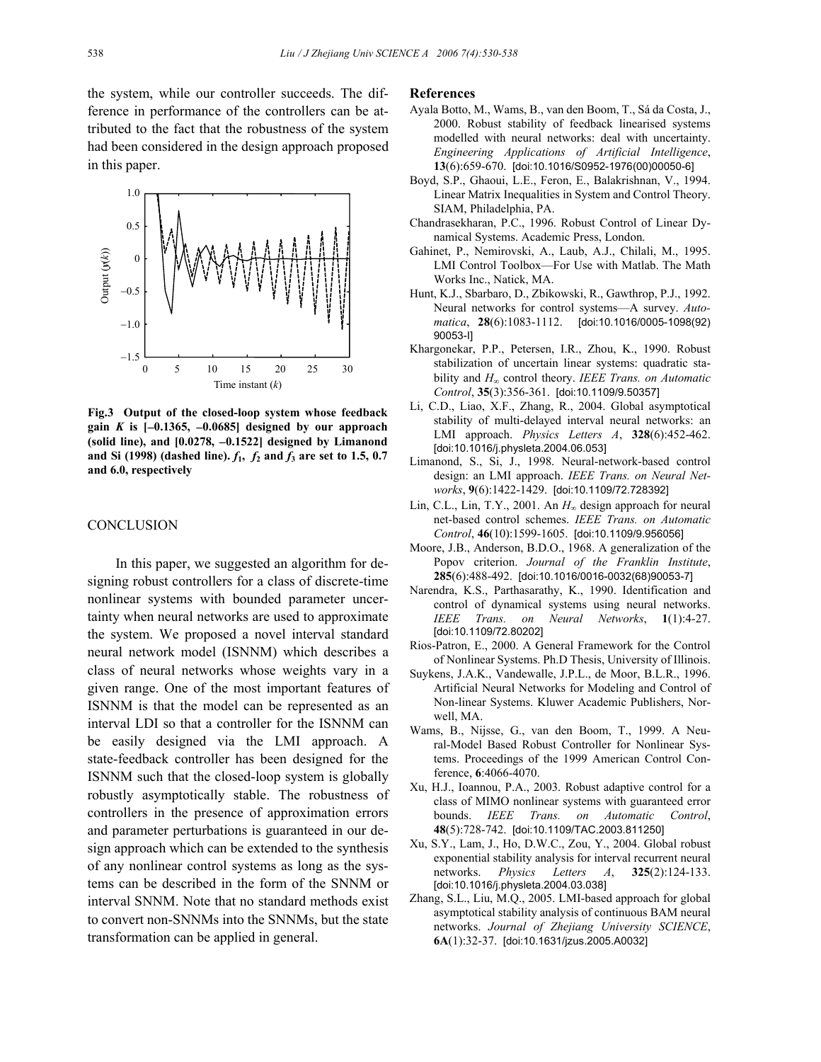the system, while our controller succeeds. The difference in performance of the controllers can be attributed to the fact that the robustness of the system had been considered in the design approach proposed in this paper.

1.0
0.5
0
−0.5
−1.0
−1.5
Output ($y(k)$)
0 5 10 15 20 25 30
Time instant ($k$)

**Fig.3 Output of the closed-loop system whose feedback gain $K$ is [−0.1365, −0.0685] designed by our approach (solid line), and [0.0278, −0.1522] designed by Limanond and Si (1998) (dashed line). $f_1$, $f_2$ and $f_3$ are set to 1.5, 0.7 and 6.0, respectively**

## CONCLUSION

In this paper, we suggested an algorithm for designing robust controllers for a class of discrete-time nonlinear systems with bounded parameter uncertainty when neural networks are used to approximate the system. We proposed a novel interval standard neural network model (ISNNM) which describes a class of neural networks whose weights vary in a given range. One of the most important features of ISNNM is that the model can be represented as an interval LDI so that a controller for the ISNNM can be easily designed via the LMI approach. A state-feedback controller has been designed for the ISNNM such that the closed-loop system is globally robustly asymptotically stable. The robustness of controllers in the presence of approximation errors and parameter perturbations is guaranteed in our design approach which can be extended to the synthesis of any nonlinear control systems as long as the systems can be described in the form of the SNNM or interval SNNM. Note that no standard methods exist to convert non-SNNMs into the SNNMs, but the state transformation can be applied in general.

## References

Ayala Botto, M., Wams, B., van den Boom, T., Sá da Costa, J., 2000. Robust stability of feedback linearised systems modelled with neural networks: deal with uncertainty. *Engineering Applications of Artificial Intelligence*, **13**(6):659-670. [doi:10.1016/S0952-1976(00)00050-6]

Boyd, S.P., Ghaoui, L.E., Feron, E., Balakrishnan, V., 1994. Linear Matrix Inequalities in System and Control Theory. SIAM, Philadelphia, PA.

Chandrasekharan, P.C., 1996. Robust Control of Linear Dynamical Systems. Academic Press, London.

Gahinet, P., Nemirovski, A., Laub, A.J., Chilali, M., 1995. LMI Control Toolbox—For Use with Matlab. The Math Works Inc., Natick, MA.

Hunt, K.J., Sbarbaro, D., Zbikowski, R., Gawthrop, P.J., 1992. Neural networks for control systems—A survey. *Automatica*, **28**(6):1083-1112. [doi:10.1016/0005-1098(92)90053-I]

Khargonekar, P.P., Petersen, I.R., Zhou, K., 1990. Robust stabilization of uncertain linear systems: quadratic stability and $H_\infty$ control theory. *IEEE Trans. on Automatic Control*, **35**(3):356-361. [doi:10.1109/9.50357]

Li, C.D., Liao, X.F., Zhang, R., 2004. Global asymptotical stability of multi-delayed interval neural networks: an LMI approach. *Physics Letters A*, **328**(6):452-462. [doi:10.1016/j.physleta.2004.06.053]

Limanond, S., Si, J., 1998. Neural-network-based control design: an LMI approach. *IEEE Trans. on Neural Networks*, **9**(6):1422-1429. [doi:10.1109/72.728392]

Lin, C.L., Lin, T.Y., 2001. An $H_\infty$ design approach for neural net-based control schemes. *IEEE Trans. on Automatic Control*, **46**(10):1599-1605. [doi:10.1109/9.956056]

Moore, J.B., Anderson, B.D.O., 1968. A generalization of the Popov criterion. *Journal of the Franklin Institute*, **285**(6):488-492. [doi:10.1016/0016-0032(68)90053-7]

Narendra, K.S., Parthasarathy, K., 1990. Identification and control of dynamical systems using neural networks. *IEEE Trans. on Neural Networks*, **1**(1):4-27. [doi:10.1109/72.80202]

Rios-Patron, E., 2000. A General Framework for the Control of Nonlinear Systems. Ph.D Thesis, University of Illinois.

Suykens, J.A.K., Vandewalle, J.P.L., de Moor, B.L.R., 1996. Artificial Neural Networks for Modeling and Control of Non-linear Systems. Kluwer Academic Publishers, Norwell, MA.

Wams, B., Nijsse, G., van den Boom, T., 1999. A Neural-Model Based Robust Controller for Nonlinear Systems. Proceedings of the 1999 American Control Conference, **6**:4066-4070.

Xu, H.J., Ioannou, P.A., 2003. Robust adaptive control for a class of MIMO nonlinear systems with guaranteed error bounds. *IEEE Trans. on Automatic Control*, **48**(5):728-742. [doi:10.1109/TAC.2003.811250]

Xu, S.Y., Lam, J., Ho, D.W.C., Zou, Y., 2004. Global robust exponential stability analysis for interval recurrent neural networks. *Physics Letters A*, **325**(2):124-133. [doi:10.1016/j.physleta.2004.03.038]

Zhang, S.L., Liu, M.Q., 2005. LMI-based approach for global asymptotical stability analysis of continuous BAM neural networks. *Journal of Zhejiang University SCIENCE*, **6A**(1):32-37. [doi:10.1631/jzus.2005.A0032]